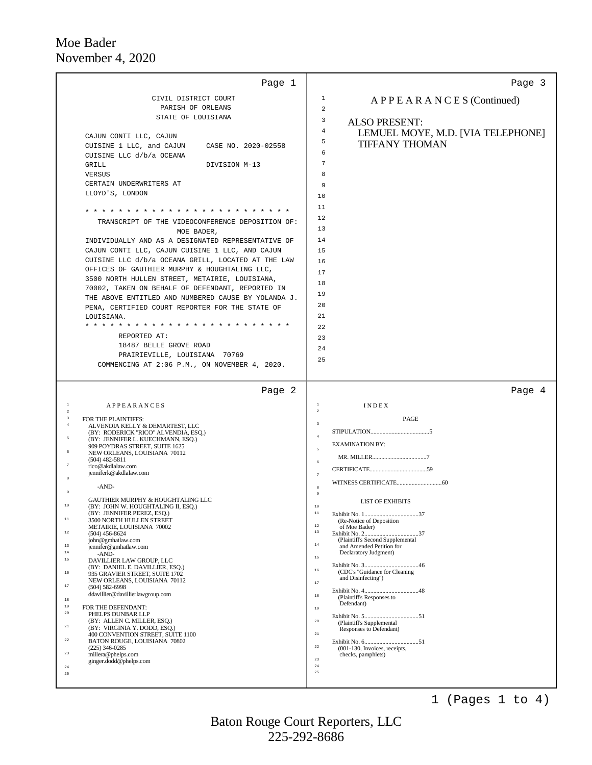Moe Bader
November 4, 2020

CIVIL DISTRICT COURT
PARISH OF ORLEANS
STATE OF LOUISIANA

CAJUN CONTI LLC, CAJUN CUISINE 1 LLC, and CAJUN CUISINE LLC d/b/a OCEANA GRILL
VERSUS
CERTAIN UNDERWRITERS AT LLOYD'S, LONDON

CASE NO. 2020-02558
DIVISION M-13

* * * * * * * * * * * * * * * * * * * * * * * * *

TRANSCRIPT OF THE VIDEOCONFERENCE DEPOSITION OF: MOE BADER, INDIVIDUALLY AND AS A DESIGNATED REPRESENTATIVE OF CAJUN CONTI LLC, CAJUN CUISINE 1 LLC, AND CAJUN CUISINE LLC d/b/a OCEANA GRILL, LOCATED AT THE LAW OFFICES OF GAUTHIER MURPHY & HOUGHTALING LLC, 3500 NORTH HULLEN STREET, METAIRIE, LOUISIANA, 70002, TAKEN ON BEHALF OF DEFENDANT, REPORTED IN THE ABOVE ENTITLED AND NUMBERED CAUSE BY YOLANDA J. PENA, CERTIFIED COURT REPORTER FOR THE STATE OF LOUISIANA.

* * * * * * * * * * * * * * * * * * * * * * * * *

REPORTED AT:
18487 BELLE GROVE ROAD
PRAIRIEVILLE, LOUISIANA 70769

COMMENCING AT 2:06 P.M., ON NOVEMBER 4, 2020.

A P P E A R A N C E S

FOR THE PLAINTIFFS:
ALVENDIA KELLY & DEMARTEST, LLC
(BY: RODERICK "RICO" ALVENDIA, ESQ.)
(BY: JENNIFER L. KUECHMANN, ESQ.)
909 POYDRAS STREET, SUITE 1625
NEW ORLEANS, LOUISIANA 70112
(504) 482-5811
rico@akdlalaw.com
jenniferk@akdlalaw.com

-AND-

GAUTHIER MURPHY & HOUGHTALING LLC
(BY: JOHN W. HOUGHTALING II, ESQ.)
(BY: JENNIFER PEREZ, ESQ.)
3500 NORTH HULLEN STREET
METAIRIE, LOUISIANA 70002
(504) 456-8624
john@gmhatlaw.com
jennifer@gmhatlaw.com

-AND-

DAVILLIER LAW GROUP, LLC
(BY: DANIEL E. DAVILLIER, ESQ.)
935 GRAVIER STREET, SUITE 1702
NEW ORLEANS, LOUISIANA 70112
(504) 582-6998
ddavillier@davillierlawgroup.com

FOR THE DEFENDANT:
PHELPS DUNBAR LLP
(BY: ALLEN C. MILLER, ESQ.)
(BY: VIRGINIA Y. DODD, ESQ.)
400 CONVENTION STREET, SUITE 1100
BATON ROUGE, LOUISIANA 70802
(225) 346-0285
millera@phelps.com
ginger.dodd@phelps.com

A P P E A R A N C E S (Continued)

ALSO PRESENT:
LEMUEL MOYE, M.D. [VIA TELEPHONE]
TIFFANY THOMAN

I N D E X

| | PAGE |
|---|---|
| STIPULATION | 5 |
| EXAMINATION BY: | |
| MR. MILLER | 7 |
| CERTIFICATE | 59 |
| WITNESS CERTIFICATE | 60 |

LIST OF EXHIBITS

| Exhibit | Page |
|---|---|
| Exhibit No. 1 (Re-Notice of Deposition of Moe Bader) | 37 |
| Exhibit No. 2 (Plaintiff's Second Supplemental and Amended Petition for Declaratory Judgment) | 37 |
| Exhibit No. 3 (CDC's "Guidance for Cleaning and Disinfecting") | 46 |
| Exhibit No. 4 (Plaintiff's Responses to Defendant) | 48 |
| Exhibit No. 5 (Plaintiff's Supplemental Responses to Defendant) | 51 |
| Exhibit No. 6 (001-130, Invoices, receipts, checks, pamphlets) | 51 |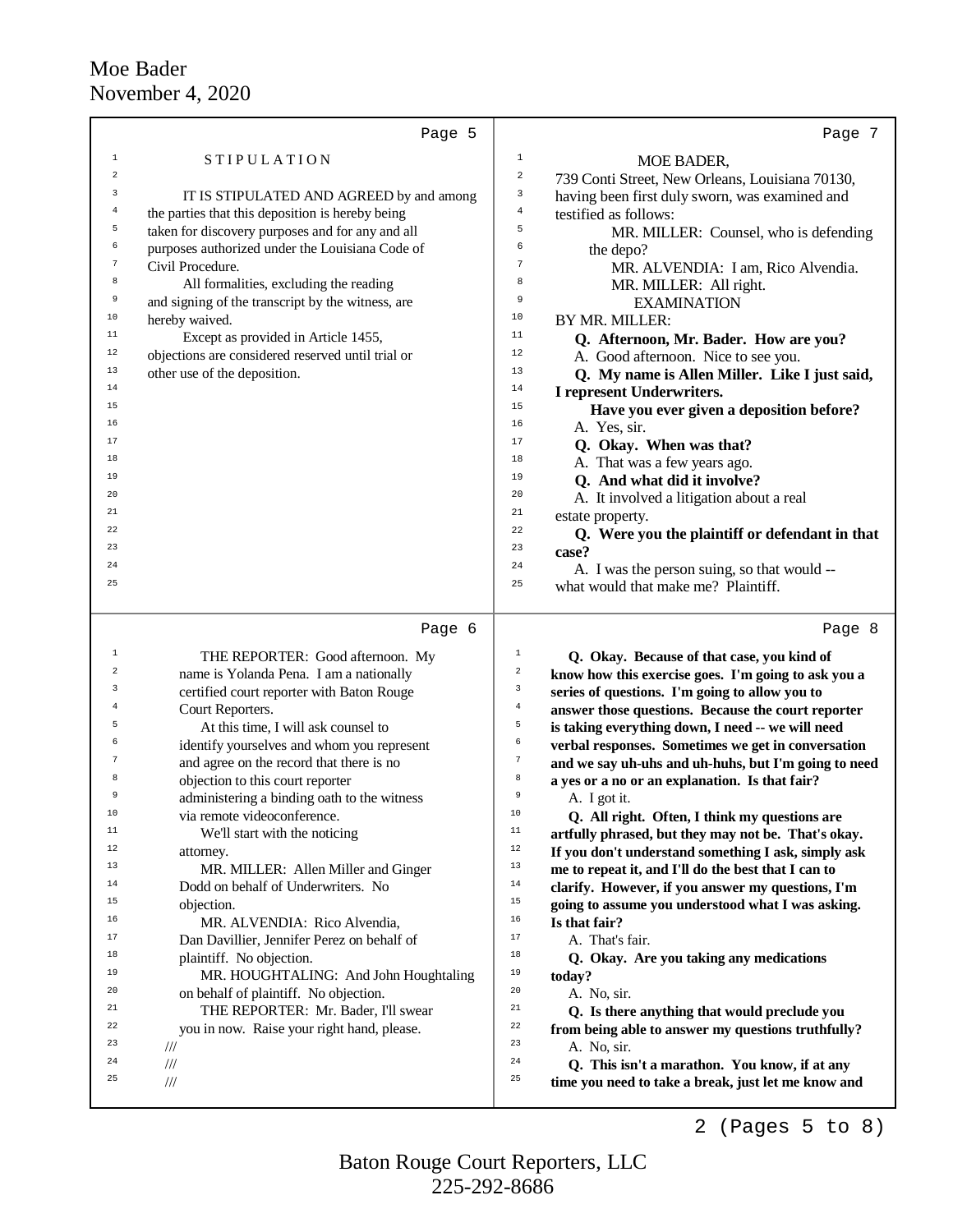Page 5

STIPULATION

IT IS STIPULATED AND AGREED by and among the parties that this deposition is hereby being taken for discovery purposes and for any and all purposes authorized under the Louisiana Code of Civil Procedure.

All formalities, excluding the reading and signing of the transcript by the witness, are hereby waived.

Except as provided in Article 1455, objections are considered reserved until trial or other use of the deposition.

Page 6

THE REPORTER: Good afternoon. My name is Yolanda Pena. I am a nationally certified court reporter with Baton Rouge Court Reporters.

At this time, I will ask counsel to identify yourselves and whom you represent and agree on the record that there is no objection to this court reporter administering a binding oath to the witness via remote videoconference.

We'll start with the noticing attorney.

MR. MILLER: Allen Miller and Ginger Dodd on behalf of Underwriters. No objection.

MR. ALVENDIA: Rico Alvendia, Dan Davillier, Jennifer Perez on behalf of plaintiff. No objection.

MR. HOUGHTALING: And John Houghtaling on behalf of plaintiff. No objection.

THE REPORTER: Mr. Bader, I'll swear you in now. Raise your right hand, please.

///

///

///

Page 7

MOE BADER,

739 Conti Street, New Orleans, Louisiana 70130, having been first duly sworn, was examined and testified as follows:

MR. MILLER: Counsel, who is defending the depo?

MR. ALVENDIA: I am, Rico Alvendia.

MR. MILLER: All right.

EXAMINATION

BY MR. MILLER:

**Q. Afternoon, Mr. Bader. How are you?**

A. Good afternoon. Nice to see you.

**Q. My name is Allen Miller. Like I just said, I represent Underwriters.**

**Have you ever given a deposition before?**

A. Yes, sir.

**Q. Okay. When was that?**

A. That was a few years ago.

**Q. And what did it involve?**

A. It involved a litigation about a real estate property.

**Q. Were you the plaintiff or defendant in that case?**

A. I was the person suing, so that would -- what would that make me? Plaintiff.

Page 8

**Q. Okay. Because of that case, you kind of know how this exercise goes. I'm going to ask you a series of questions. I'm going to allow you to answer those questions. Because the court reporter is taking everything down, I need -- we will need verbal responses. Sometimes we get in conversation and we say uh-uhs and uh-huhs, but I'm going to need a yes or a no or an explanation. Is that fair?**

A. I got it.

**Q. All right. Often, I think my questions are artfully phrased, but they may not be. That's okay. If you don't understand something I ask, simply ask me to repeat it, and I'll do the best that I can to clarify. However, if you answer my questions, I'm going to assume you understood what I was asking. Is that fair?**

A. That's fair.

**Q. Okay. Are you taking any medications today?**

A. No, sir.

**Q. Is there anything that would preclude you from being able to answer my questions truthfully?**

A. No, sir.

**Q. This isn't a marathon. You know, if at any time you need to take a break, just let me know and**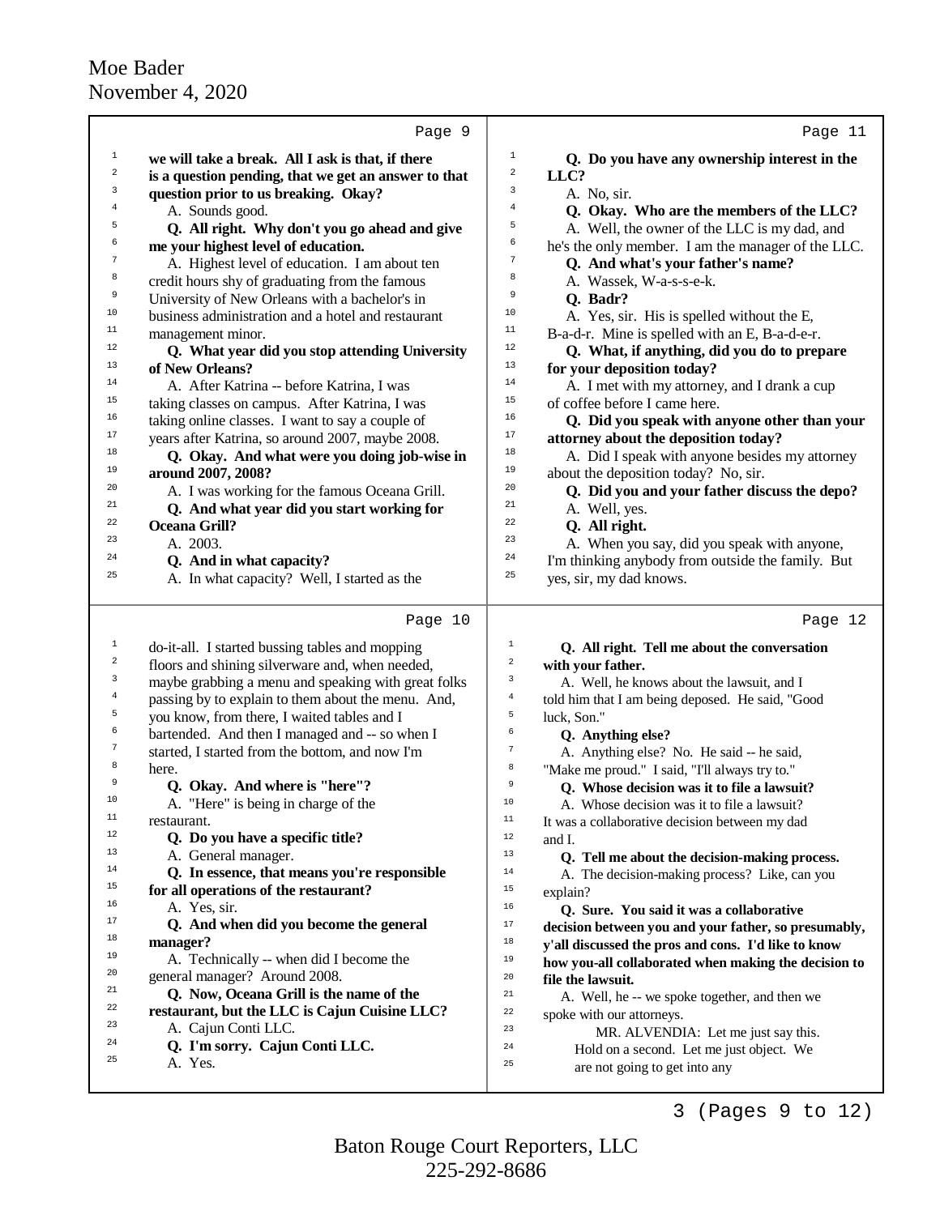Page 9

we will take a break. All I ask is that, if there is a question pending, that we get an answer to that question prior to us breaking. Okay?

A. Sounds good.

**Q. All right. Why don't you go ahead and give me your highest level of education.**

A. Highest level of education. I am about ten credit hours shy of graduating from the famous University of New Orleans with a bachelor's in business administration and a hotel and restaurant management minor.

**Q. What year did you stop attending University of New Orleans?**

A. After Katrina -- before Katrina, I was taking classes on campus. After Katrina, I was taking online classes. I want to say a couple of years after Katrina, so around 2007, maybe 2008.

**Q. Okay. And what were you doing job-wise in around 2007, 2008?**

A. I was working for the famous Oceana Grill.

**Q. And what year did you start working for Oceana Grill?**

A. 2003.

**Q. And in what capacity?**

A. In what capacity? Well, I started as the

Page 10

do-it-all. I started bussing tables and mopping floors and shining silverware and, when needed, maybe grabbing a menu and speaking with great folks passing by to explain to them about the menu. And, you know, from there, I waited tables and I bartended. And then I managed and -- so when I started, I started from the bottom, and now I'm here.

**Q. Okay. And where is "here"?**

A. "Here" is being in charge of the restaurant.

**Q. Do you have a specific title?**

A. General manager.

**Q. In essence, that means you're responsible for all operations of the restaurant?**

A. Yes, sir.

**Q. And when did you become the general manager?**

A. Technically -- when did I become the general manager? Around 2008.

**Q. Now, Oceana Grill is the name of the restaurant, but the LLC is Cajun Cuisine LLC?**

A. Cajun Conti LLC.

**Q. I'm sorry. Cajun Conti LLC.**

A. Yes.

Page 11

**Q. Do you have any ownership interest in the LLC?**

A. No, sir.

**Q. Okay. Who are the members of the LLC?**

A. Well, the owner of the LLC is my dad, and he's the only member. I am the manager of the LLC.

**Q. And what's your father's name?**

A. Wassek, W-a-s-s-e-k.

**Q. Badr?**

A. Yes, sir. His is spelled without the E, B-a-d-r. Mine is spelled with an E, B-a-d-e-r.

**Q. What, if anything, did you do to prepare for your deposition today?**

A. I met with my attorney, and I drank a cup of coffee before I came here.

**Q. Did you speak with anyone other than your attorney about the deposition today?**

A. Did I speak with anyone besides my attorney about the deposition today? No, sir.

**Q. Did you and your father discuss the depo?**

A. Well, yes.

**Q. All right.**

A. When you say, did you speak with anyone, I'm thinking anybody from outside the family. But yes, sir, my dad knows.

Page 12

**Q. All right. Tell me about the conversation with your father.**

A. Well, he knows about the lawsuit, and I told him that I am being deposed. He said, "Good luck, Son."

**Q. Anything else?**

A. Anything else? No. He said -- he said, "Make me proud." I said, "I'll always try to."

**Q. Whose decision was it to file a lawsuit?**

A. Whose decision was it to file a lawsuit? It was a collaborative decision between my dad and I.

**Q. Tell me about the decision-making process.**

A. The decision-making process? Like, can you explain?

**Q. Sure. You said it was a collaborative decision between you and your father, so presumably, y'all discussed the pros and cons. I'd like to know how you-all collaborated when making the decision to file the lawsuit.**

A. Well, he -- we spoke together, and then we spoke with our attorneys.

MR. ALVENDIA: Let me just say this. Hold on a second. Let me just object. We are not going to get into any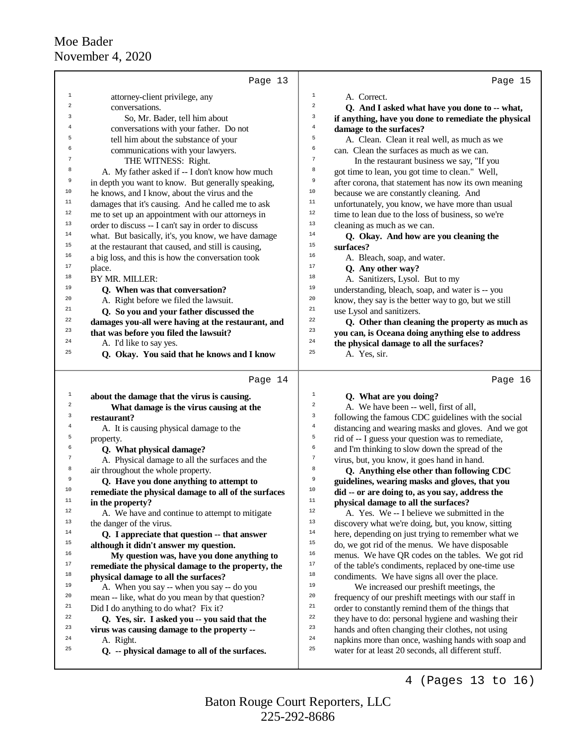Page 13

attorney-client privilege, any conversations.

So, Mr. Bader, tell him about conversations with your father. Do not tell him about the substance of your communications with your lawyers.

THE WITNESS: Right.

A. My father asked if -- I don't know how much in depth you want to know. But generally speaking, he knows, and I know, about the virus and the damages that it's causing. And he called me to ask me to set up an appointment with our attorneys in order to discuss -- I can't say in order to discuss what. But basically, it's, you know, we have damage at the restaurant that caused, and still is causing, a big loss, and this is how the conversation took place.

BY MR. MILLER:

**Q. When was that conversation?**

A. Right before we filed the lawsuit.

**Q. So you and your father discussed the damages you-all were having at the restaurant, and that was before you filed the lawsuit?**

A. I'd like to say yes.

**Q. Okay. You said that he knows and I know about the damage that the virus is causing.**

**What damage is the virus causing at the restaurant?**

A. It is causing physical damage to the property.

**Q. What physical damage?**

A. Physical damage to all the surfaces and the air throughout the whole property.

**Q. Have you done anything to attempt to remediate the physical damage to all of the surfaces in the property?**

A. We have and continue to attempt to mitigate the danger of the virus.

**Q. I appreciate that question -- that answer although it didn't answer my question.**

**My question was, have you done anything to remediate the physical damage to the property, the physical damage to all the surfaces?**

A. When you say -- when you say -- do you mean -- like, what do you mean by that question? Did I do anything to do what? Fix it?

**Q. Yes, sir. I asked you -- you said that the virus was causing damage to the property --**

A. Right.

**Q. -- physical damage to all of the surfaces.**

A. Correct.

**Q. And I asked what have you done to -- what, if anything, have you done to remediate the physical damage to the surfaces?**

A. Clean. Clean it real well, as much as we can. Clean the surfaces as much as we can.

In the restaurant business we say, "If you got time to lean, you got time to clean." Well, after corona, that statement has now its own meaning because we are constantly cleaning. And unfortunately, you know, we have more than usual time to lean due to the loss of business, so we're cleaning as much as we can.

**Q. Okay. And how are you cleaning the surfaces?**

A. Bleach, soap, and water.

**Q. Any other way?**

A. Sanitizers, Lysol. But to my understanding, bleach, soap, and water is -- you know, they say is the better way to go, but we still use Lysol and sanitizers.

**Q. Other than cleaning the property as much as you can, is Oceana doing anything else to address the physical damage to all the surfaces?**

A. Yes, sir.

**Q. What are you doing?**

A. We have been -- well, first of all, following the famous CDC guidelines with the social distancing and wearing masks and gloves. And we got rid of -- I guess your question was to remediate, and I'm thinking to slow down the spread of the virus, but, you know, it goes hand in hand.

**Q. Anything else other than following CDC guidelines, wearing masks and gloves, that you did -- or are doing to, as you say, address the physical damage to all the surfaces?**

A. Yes. We -- I believe we submitted in the discovery what we're doing, but, you know, sitting here, depending on just trying to remember what we do, we got rid of the menus. We have disposable menus. We have QR codes on the tables. We got rid of the table's condiments, replaced by one-time use condiments. We have signs all over the place.

We increased our preshift meetings, the frequency of our preshift meetings with our staff in order to constantly remind them of the things that they have to do: personal hygiene and washing their hands and often changing their clothes, not using napkins more than once, washing hands with soap and water for at least 20 seconds, all different stuff.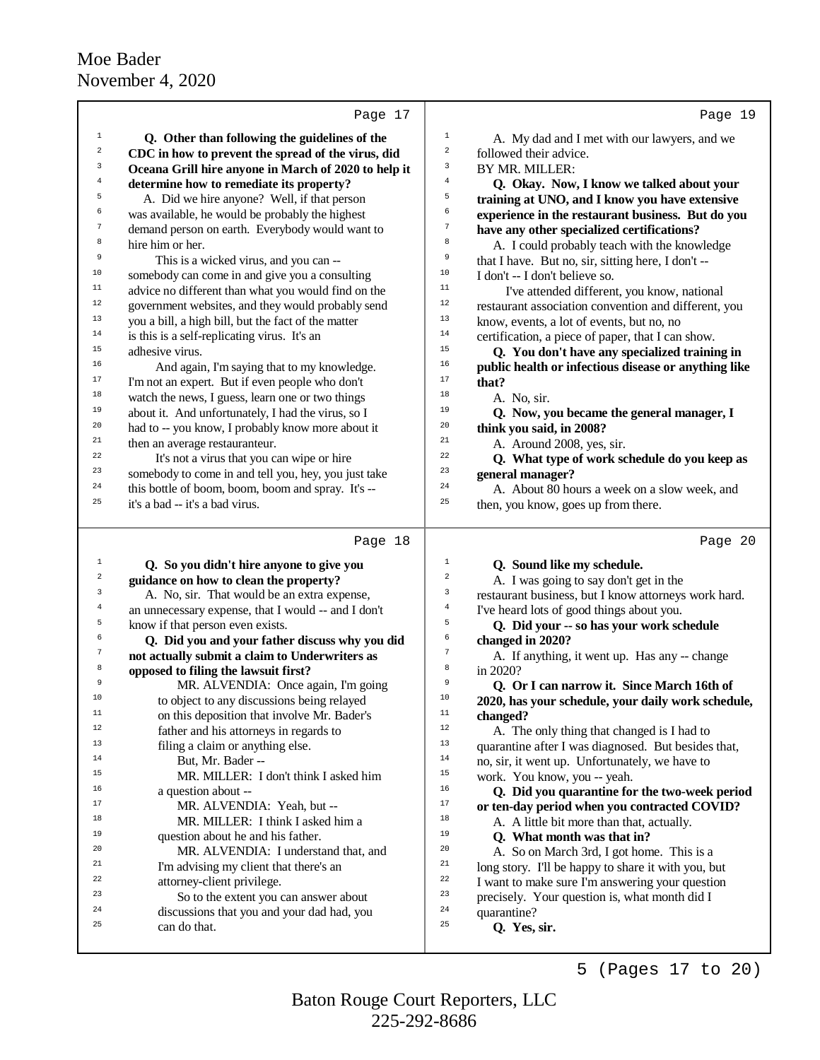Page 17

**Q. Other than following the guidelines of the CDC in how to prevent the spread of the virus, did Oceana Grill hire anyone in March of 2020 to help it determine how to remediate its property?**

A. Did we hire anyone? Well, if that person was available, he would be probably the highest demand person on earth. Everybody would want to hire him or her.

This is a wicked virus, and you can -- somebody can come in and give you a consulting advice no different than what you would find on the government websites, and they would probably send you a bill, a high bill, but the fact of the matter is this is a self-replicating virus. It's an adhesive virus.

And again, I'm saying that to my knowledge. I'm not an expert. But if even people who don't watch the news, I guess, learn one or two things about it. And unfortunately, I had the virus, so I had to -- you know, I probably know more about it then an average restauranteur.

It's not a virus that you can wipe or hire somebody to come in and tell you, hey, you just take this bottle of boom, boom, boom and spray. It's -- it's a bad -- it's a bad virus.

Page 18

**Q. So you didn't hire anyone to give you guidance on how to clean the property?**

A. No, sir. That would be an extra expense, an unnecessary expense, that I would -- and I don't know if that person even exists.

**Q. Did you and your father discuss why you did not actually submit a claim to Underwriters as opposed to filing the lawsuit first?**

MR. ALVENDIA: Once again, I'm going to object to any discussions being relayed on this deposition that involve Mr. Bader's father and his attorneys in regards to filing a claim or anything else.

But, Mr. Bader --

MR. MILLER: I don't think I asked him a question about --

MR. ALVENDIA: Yeah, but --

MR. MILLER: I think I asked him a question about he and his father.

MR. ALVENDIA: I understand that, and I'm advising my client that there's an attorney-client privilege.

So to the extent you can answer about discussions that you and your dad had, you can do that.

Page 19

A. My dad and I met with our lawyers, and we followed their advice.

BY MR. MILLER:

**Q. Okay. Now, I know we talked about your training at UNO, and I know you have extensive experience in the restaurant business. But do you have any other specialized certifications?**

A. I could probably teach with the knowledge that I have. But no, sir, sitting here, I don't -- I don't -- I don't believe so.

I've attended different, you know, national restaurant association convention and different, you know, events, a lot of events, but no, no certification, a piece of paper, that I can show.

**Q. You don't have any specialized training in public health or infectious disease or anything like that?**

A. No, sir.

**Q. Now, you became the general manager, I think you said, in 2008?**

A. Around 2008, yes, sir.

**Q. What type of work schedule do you keep as general manager?**

A. About 80 hours a week on a slow week, and then, you know, goes up from there.

Page 20

**Q. Sound like my schedule.**

A. I was going to say don't get in the restaurant business, but I know attorneys work hard. I've heard lots of good things about you.

**Q. Did your -- so has your work schedule changed in 2020?**

A. If anything, it went up. Has any -- change in 2020?

**Q. Or I can narrow it. Since March 16th of 2020, has your schedule, your daily work schedule, changed?**

A. The only thing that changed is I had to quarantine after I was diagnosed. But besides that, no, sir, it went up. Unfortunately, we have to work. You know, you -- yeah.

**Q. Did you quarantine for the two-week period or ten-day period when you contracted COVID?**

A. A little bit more than that, actually.

**Q. What month was that in?**

A. So on March 3rd, I got home. This is a long story. I'll be happy to share it with you, but I want to make sure I'm answering your question precisely. Your question is, what month did I quarantine?

**Q. Yes, sir.**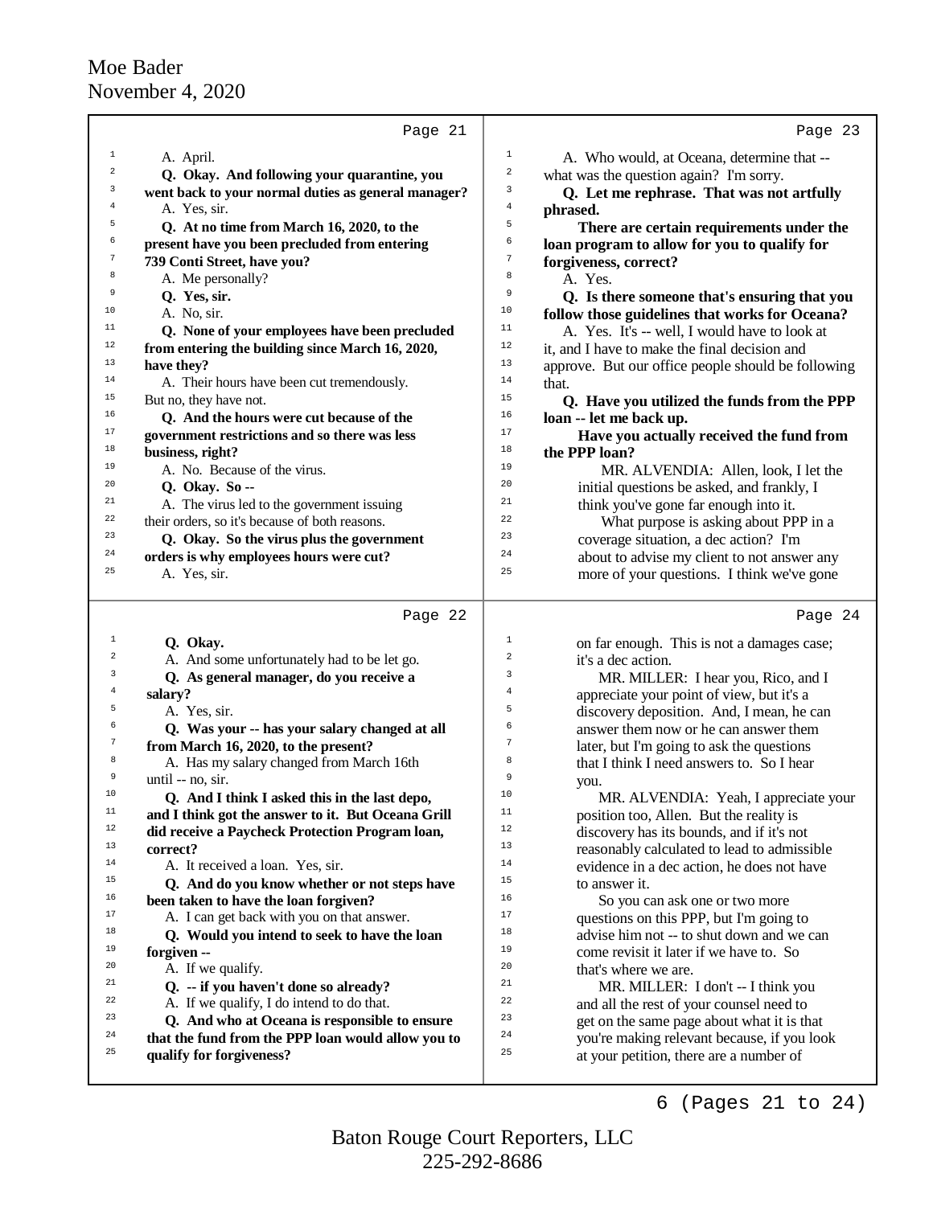Page 21

1 A. April.
2 **Q. Okay. And following your quarantine, you**
3 **went back to your normal duties as general manager?**
4 A. Yes, sir.
5 **Q. At no time from March 16, 2020, to the**
6 **present have you been precluded from entering**
7 **739 Conti Street, have you?**
8 A. Me personally?
9 **Q. Yes, sir.**
10 A. No, sir.
11 **Q. None of your employees have been precluded**
12 **from entering the building since March 16, 2020,**
13 **have they?**
14 A. Their hours have been cut tremendously.
15 But no, they have not.
16 **Q. And the hours were cut because of the**
17 **government restrictions and so there was less**
18 **business, right?**
19 A. No. Because of the virus.
20 **Q. Okay. So --**
21 A. The virus led to the government issuing
22 their orders, so it's because of both reasons.
23 **Q. Okay. So the virus plus the government**
24 **orders is why employees hours were cut?**
25 A. Yes, sir.

Page 22

1 **Q. Okay.**
2 A. And some unfortunately had to be let go.
3 **Q. As general manager, do you receive a**
4 **salary?**
5 A. Yes, sir.
6 **Q. Was your -- has your salary changed at all**
7 **from March 16, 2020, to the present?**
8 A. Has my salary changed from March 16th
9 until -- no, sir.
10 **Q. And I think I asked this in the last depo,**
11 **and I think got the answer to it. But Oceana Grill**
12 **did receive a Paycheck Protection Program loan,**
13 **correct?**
14 A. It received a loan. Yes, sir.
15 **Q. And do you know whether or not steps have**
16 **been taken to have the loan forgiven?**
17 A. I can get back with you on that answer.
18 **Q. Would you intend to seek to have the loan**
19 **forgiven --**
20 A. If we qualify.
21 **Q. -- if you haven't done so already?**
22 A. If we qualify, I do intend to do that.
23 **Q. And who at Oceana is responsible to ensure**
24 **that the fund from the PPP loan would allow you to**
25 **qualify for forgiveness?**

Page 23

1 A. Who would, at Oceana, determine that --
2 what was the question again? I'm sorry.
3 **Q. Let me rephrase. That was not artfully**
4 **phrased.**
5 **There are certain requirements under the**
6 **loan program to allow for you to qualify for**
7 **forgiveness, correct?**
8 A. Yes.
9 **Q. Is there someone that's ensuring that you**
10 **follow those guidelines that works for Oceana?**
11 A. Yes. It's -- well, I would have to look at
12 it, and I have to make the final decision and
13 approve. But our office people should be following
14 that.
15 **Q. Have you utilized the funds from the PPP**
16 **loan -- let me back up.**
17 **Have you actually received the fund from**
18 **the PPP loan?**
19 MR. ALVENDIA: Allen, look, I let the
20 initial questions be asked, and frankly, I
21 think you've gone far enough into it.
22 What purpose is asking about PPP in a
23 coverage situation, a dec action? I'm
24 about to advise my client to not answer any
25 more of your questions. I think we've gone

Page 24

1 on far enough. This is not a damages case;
2 it's a dec action.
3 MR. MILLER: I hear you, Rico, and I
4 appreciate your point of view, but it's a
5 discovery deposition. And, I mean, he can
6 answer them now or he can answer them
7 later, but I'm going to ask the questions
8 that I think I need answers to. So I hear
9 you.
10 MR. ALVENDIA: Yeah, I appreciate your
11 position too, Allen. But the reality is
12 discovery has its bounds, and if it's not
13 reasonably calculated to lead to admissible
14 evidence in a dec action, he does not have
15 to answer it.
16 So you can ask one or two more
17 questions on this PPP, but I'm going to
18 advise him not -- to shut down and we can
19 come revisit it later if we have to. So
20 that's where we are.
21 MR. MILLER: I don't -- I think you
22 and all the rest of your counsel need to
23 get on the same page about what it is that
24 you're making relevant because, if you look
25 at your petition, there are a number of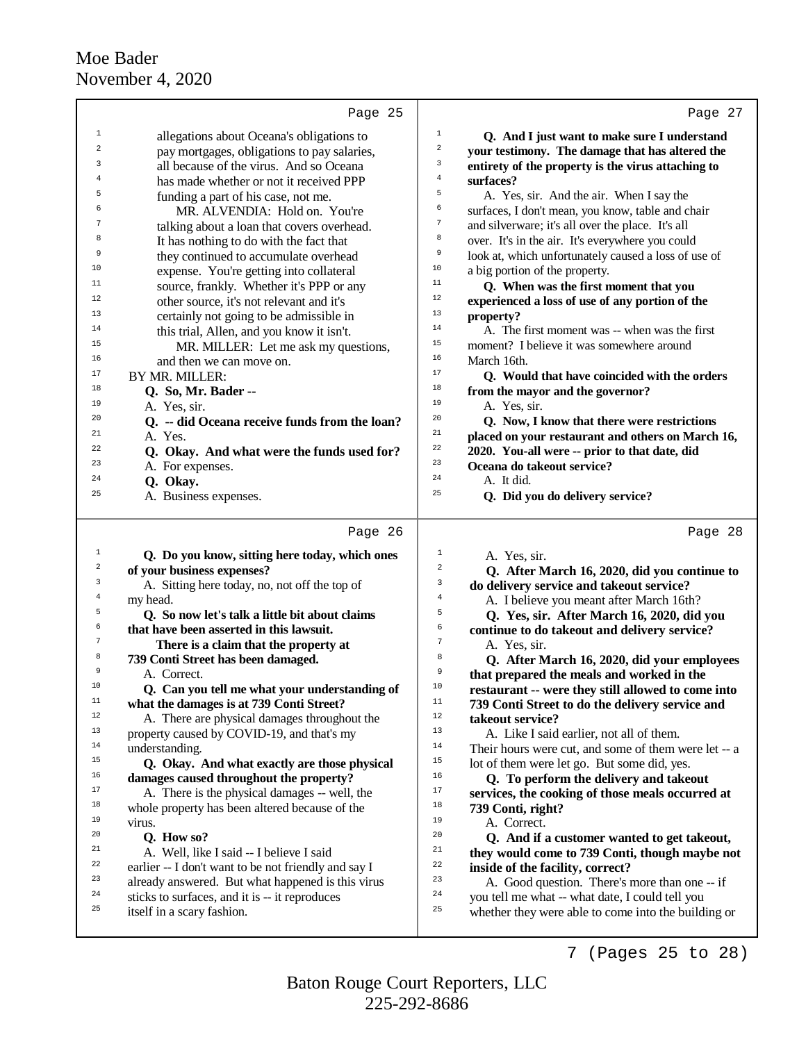Page 25

allegations about Oceana's obligations to pay mortgages, obligations to pay salaries, all because of the virus. And so Oceana has made whether or not it received PPP funding a part of his case, not me.

MR. ALVENDIA: Hold on. You're talking about a loan that covers overhead. It has nothing to do with the fact that they continued to accumulate overhead expense. You're getting into collateral source, frankly. Whether it's PPP or any other source, it's not relevant and it's certainly not going to be admissible in this trial, Allen, and you know it isn't.

MR. MILLER: Let me ask my questions, and then we can move on.

BY MR. MILLER:

**Q. So, Mr. Bader --**

A. Yes, sir.

**Q. -- did Oceana receive funds from the loan?**

A. Yes.

**Q. Okay. And what were the funds used for?**

A. For expenses.

**Q. Okay.**

A. Business expenses.

Page 26

**Q. Do you know, sitting here today, which ones of your business expenses?**

A. Sitting here today, no, not off the top of my head.

**Q. So now let's talk a little bit about claims that have been asserted in this lawsuit.**

**There is a claim that the property at 739 Conti Street has been damaged.**

A. Correct.

**Q. Can you tell me what your understanding of what the damages is at 739 Conti Street?**

A. There are physical damages throughout the property caused by COVID-19, and that's my understanding.

**Q. Okay. And what exactly are those physical damages caused throughout the property?**

A. There is the physical damages -- well, the whole property has been altered because of the virus.

**Q. How so?**

A. Well, like I said -- I believe I said earlier -- I don't want to be not friendly and say I already answered. But what happened is this virus sticks to surfaces, and it is -- it reproduces itself in a scary fashion.

Page 27

**Q. And I just want to make sure I understand your testimony. The damage that has altered the entirety of the property is the virus attaching to surfaces?**

A. Yes, sir. And the air. When I say the surfaces, I don't mean, you know, table and chair and silverware; it's all over the place. It's all over. It's in the air. It's everywhere you could look at, which unfortunately caused a loss of use of a big portion of the property.

**Q. When was the first moment that you experienced a loss of use of any portion of the property?**

A. The first moment was -- when was the first moment? I believe it was somewhere around March 16th.

**Q. Would that have coincided with the orders from the mayor and the governor?**

A. Yes, sir.

**Q. Now, I know that there were restrictions placed on your restaurant and others on March 16, 2020. You-all were -- prior to that date, did Oceana do takeout service?**

A. It did.

**Q. Did you do delivery service?**

Page 28

A. Yes, sir.

**Q. After March 16, 2020, did you continue to do delivery service and takeout service?**

A. I believe you meant after March 16th?

**Q. Yes, sir. After March 16, 2020, did you continue to do takeout and delivery service?**

A. Yes, sir.

**Q. After March 16, 2020, did your employees that prepared the meals and worked in the restaurant -- were they still allowed to come into 739 Conti Street to do the delivery service and takeout service?**

A. Like I said earlier, not all of them. Their hours were cut, and some of them were let -- a lot of them were let go. But some did, yes.

**Q. To perform the delivery and takeout services, the cooking of those meals occurred at 739 Conti, right?**

A. Correct.

**Q. And if a customer wanted to get takeout, they would come to 739 Conti, though maybe not inside of the facility, correct?**

A. Good question. There's more than one -- if you tell me what -- what date, I could tell you whether they were able to come into the building or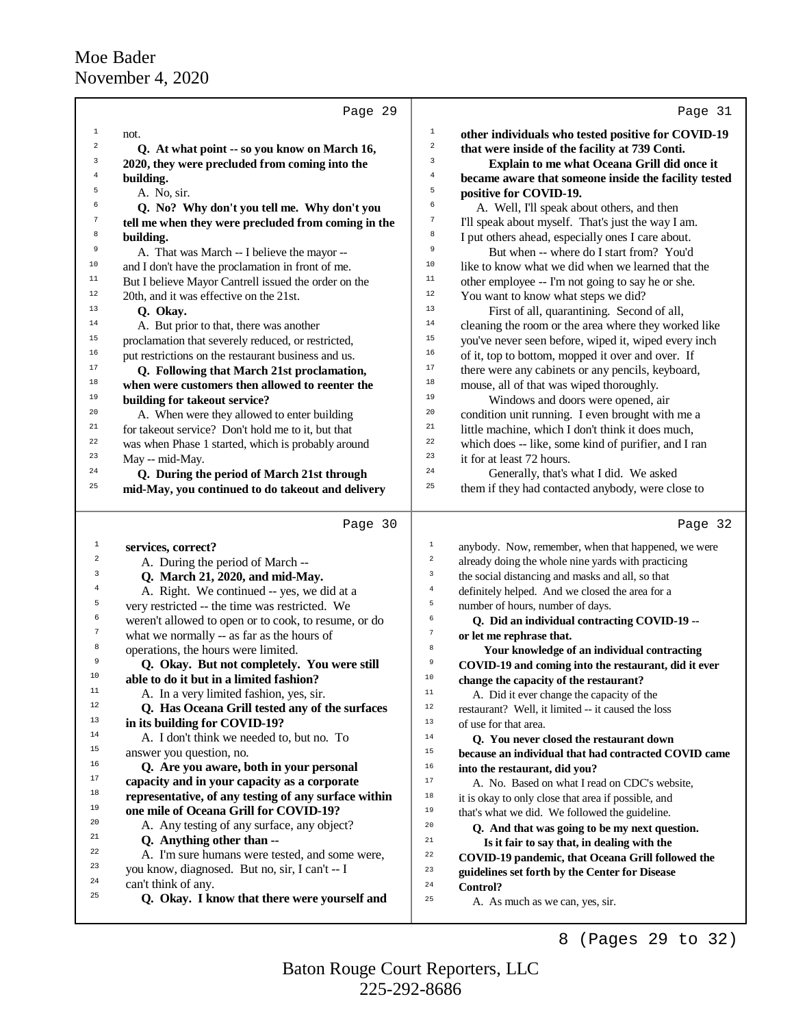Moe Bader
November 4, 2020

Page 29

1 not.
2 **Q. At what point -- so you know on March 16,**
3 **2020, they were precluded from coming into the**
4 **building.**
5 A. No, sir.
6 **Q. No? Why don't you tell me. Why don't you**
7 **tell me when they were precluded from coming in the**
8 **building.**
9 A. That was March -- I believe the mayor --
10 and I don't have the proclamation in front of me.
11 But I believe Mayor Cantrell issued the order on the
12 20th, and it was effective on the 21st.
13 **Q. Okay.**
14 A. But prior to that, there was another
15 proclamation that severely reduced, or restricted,
16 put restrictions on the restaurant business and us.
17 **Q. Following that March 21st proclamation,**
18 **when were customers then allowed to reenter the**
19 **building for takeout service?**
20 A. When were they allowed to enter building
21 for takeout service? Don't hold me to it, but that
22 was when Phase 1 started, which is probably around
23 May -- mid-May.
24 **Q. During the period of March 21st through**
25 **mid-May, you continued to do takeout and delivery**

Page 30

1 **services, correct?**
2 A. During the period of March --
3 **Q. March 21, 2020, and mid-May.**
4 A. Right. We continued -- yes, we did at a
5 very restricted -- the time was restricted. We
6 weren't allowed to open or to cook, to resume, or do
7 what we normally -- as far as the hours of
8 operations, the hours were limited.
9 **Q. Okay. But not completely. You were still**
10 **able to do it but in a limited fashion?**
11 A. In a very limited fashion, yes, sir.
12 **Q. Has Oceana Grill tested any of the surfaces**
13 **in its building for COVID-19?**
14 A. I don't think we needed to, but no. To
15 answer you question, no.
16 **Q. Are you aware, both in your personal**
17 **capacity and in your capacity as a corporate**
18 **representative, of any testing of any surface within**
19 **one mile of Oceana Grill for COVID-19?**
20 A. Any testing of any surface, any object?
21 **Q. Anything other than --**
22 A. I'm sure humans were tested, and some were,
23 you know, diagnosed. But no, sir, I can't -- I
24 can't think of any.
25 **Q. Okay. I know that there were yourself and**

Page 31

1 **other individuals who tested positive for COVID-19**
2 **that were inside of the facility at 739 Conti.**
3 **Explain to me what Oceana Grill did once it**
4 **became aware that someone inside the facility tested**
5 **positive for COVID-19.**
6 A. Well, I'll speak about others, and then
7 I'll speak about myself. That's just the way I am.
8 I put others ahead, especially ones I care about.
9 But when -- where do I start from? You'd
10 like to know what we did when we learned that the
11 other employee -- I'm not going to say he or she.
12 You want to know what steps we did?
13 First of all, quarantining. Second of all,
14 cleaning the room or the area where they worked like
15 you've never seen before, wiped it, wiped every inch
16 of it, top to bottom, mopped it over and over. If
17 there were any cabinets or any pencils, keyboard,
18 mouse, all of that was wiped thoroughly.
19 Windows and doors were opened, air
20 condition unit running. I even brought with me a
21 little machine, which I don't think it does much,
22 which does -- like, some kind of purifier, and I ran
23 it for at least 72 hours.
24 Generally, that's what I did. We asked
25 them if they had contacted anybody, were close to

Page 32

1 anybody. Now, remember, when that happened, we were
2 already doing the whole nine yards with practicing
3 the social distancing and masks and all, so that
4 definitely helped. And we closed the area for a
5 number of hours, number of days.
6 **Q. Did an individual contracting COVID-19 --**
7 **or let me rephrase that.**
8 **Your knowledge of an individual contracting**
9 **COVID-19 and coming into the restaurant, did it ever**
10 **change the capacity of the restaurant?**
11 A. Did it ever change the capacity of the
12 restaurant? Well, it limited -- it caused the loss
13 of use for that area.
14 **Q. You never closed the restaurant down**
15 **because an individual that had contracted COVID came**
16 **into the restaurant, did you?**
17 A. No. Based on what I read on CDC's website,
18 it is okay to only close that area if possible, and
19 that's what we did. We followed the guideline.
20 **Q. And that was going to be my next question.**
21 **Is it fair to say that, in dealing with the**
22 **COVID-19 pandemic, that Oceana Grill followed the**
23 **guidelines set forth by the Center for Disease**
24 **Control?**
25 A. As much as we can, yes, sir.

8 (Pages 29 to 32)

Baton Rouge Court Reporters, LLC
225-292-8686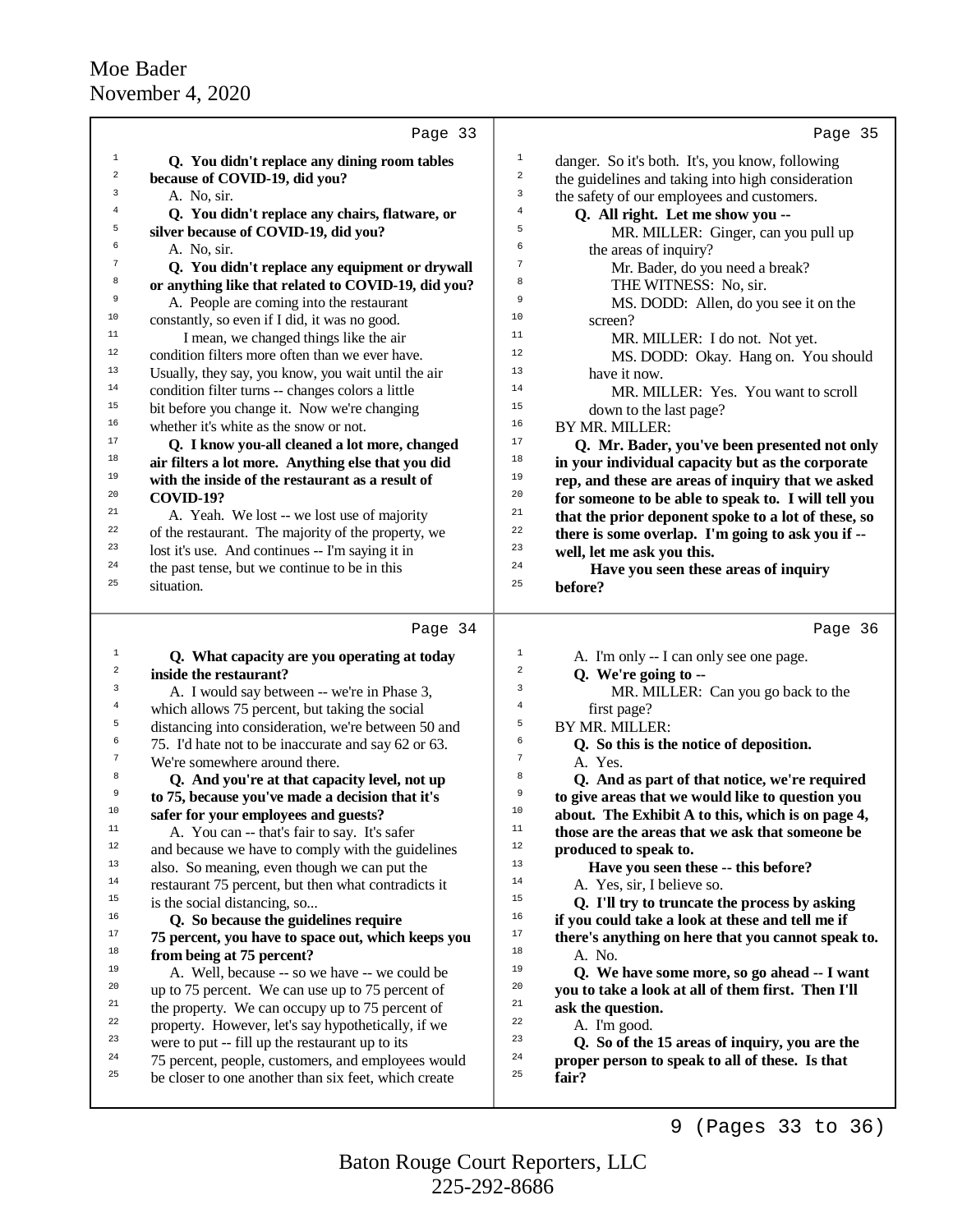Page 33

1 **Q. You didn't replace any dining room tables**
2 **because of COVID-19, did you?**
3 A. No, sir.
4 **Q. You didn't replace any chairs, flatware, or**
5 **silver because of COVID-19, did you?**
6 A. No, sir.
7 **Q. You didn't replace any equipment or drywall**
8 **or anything like that related to COVID-19, did you?**
9 A. People are coming into the restaurant
10 constantly, so even if I did, it was no good.
11 I mean, we changed things like the air
12 condition filters more often than we ever have.
13 Usually, they say, you know, you wait until the air
14 condition filter turns -- changes colors a little
15 bit before you change it. Now we're changing
16 whether it's white as the snow or not.
17 **Q. I know you-all cleaned a lot more, changed**
18 **air filters a lot more. Anything else that you did**
19 **with the inside of the restaurant as a result of**
20 **COVID-19?**
21 A. Yeah. We lost -- we lost use of majority
22 of the restaurant. The majority of the property, we
23 lost it's use. And continues -- I'm saying it in
24 the past tense, but we continue to be in this
25 situation.

Page 34

1 **Q. What capacity are you operating at today**
2 **inside the restaurant?**
3 A. I would say between -- we're in Phase 3,
4 which allows 75 percent, but taking the social
5 distancing into consideration, we're between 50 and
6 75. I'd hate not to be inaccurate and say 62 or 63.
7 We're somewhere around there.
8 **Q. And you're at that capacity level, not up**
9 **to 75, because you've made a decision that it's**
10 **safer for your employees and guests?**
11 A. You can -- that's fair to say. It's safer
12 and because we have to comply with the guidelines
13 also. So meaning, even though we can put the
14 restaurant 75 percent, but then what contradicts it
15 is the social distancing, so...
16 **Q. So because the guidelines require**
17 **75 percent, you have to space out, which keeps you**
18 **from being at 75 percent?**
19 A. Well, because -- so we have -- we could be
20 up to 75 percent. We can use up to 75 percent of
21 the property. We can occupy up to 75 percent of
22 property. However, let's say hypothetically, if we
23 were to put -- fill up the restaurant up to its
24 75 percent, people, customers, and employees would
25 be closer to one another than six feet, which create

Page 35

1 danger. So it's both. It's, you know, following
2 the guidelines and taking into high consideration
3 the safety of our employees and customers.
4 **Q. All right. Let me show you --**
5 MR. MILLER: Ginger, can you pull up
6 the areas of inquiry?
7 Mr. Bader, do you need a break?
8 THE WITNESS: No, sir.
9 MS. DODD: Allen, do you see it on the
10 screen?
11 MR. MILLER: I do not. Not yet.
12 MS. DODD: Okay. Hang on. You should
13 have it now.
14 MR. MILLER: Yes. You want to scroll
15 down to the last page?
16 BY MR. MILLER:
17 **Q. Mr. Bader, you've been presented not only**
18 **in your individual capacity but as the corporate**
19 **rep, and these are areas of inquiry that we asked**
20 **for someone to be able to speak to. I will tell you**
21 **that the prior deponent spoke to a lot of these, so**
22 **there is some overlap. I'm going to ask you if --**
23 **well, let me ask you this.**
24 **Have you seen these areas of inquiry**
25 **before?**

Page 36

1 A. I'm only -- I can only see one page.
2 **Q. We're going to --**
3 MR. MILLER: Can you go back to the
4 first page?
5 BY MR. MILLER:
6 **Q. So this is the notice of deposition.**
7 A. Yes.
8 **Q. And as part of that notice, we're required**
9 **to give areas that we would like to question you**
10 **about. The Exhibit A to this, which is on page 4,**
11 **those are the areas that we ask that someone be**
12 **produced to speak to.**
13 **Have you seen these -- this before?**
14 A. Yes, sir, I believe so.
15 **Q. I'll try to truncate the process by asking**
16 **if you could take a look at these and tell me if**
17 **there's anything on here that you cannot speak to.**
18 A. No.
19 **Q. We have some more, so go ahead -- I want**
20 **you to take a look at all of them first. Then I'll**
21 **ask the question.**
22 A. I'm good.
23 **Q. So of the 15 areas of inquiry, you are the**
24 **proper person to speak to all of these. Is that**
25 **fair?**

9 (Pages 33 to 36)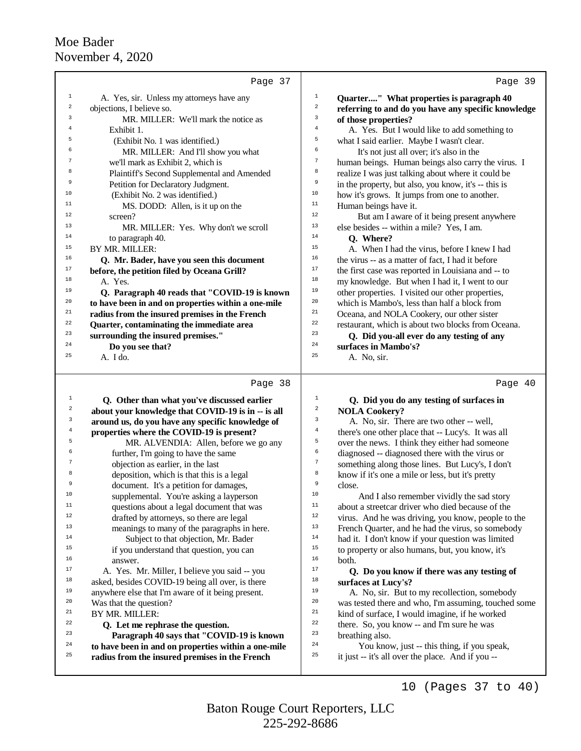A. Yes, sir. Unless my attorneys have any objections, I believe so.

MR. MILLER: We'll mark the notice as Exhibit 1.

(Exhibit No. 1 was identified.)

MR. MILLER: And I'll show you what we'll mark as Exhibit 2, which is Plaintiff's Second Supplemental and Amended Petition for Declaratory Judgment.

(Exhibit No. 2 was identified.)

MS. DODD: Allen, is it up on the screen?

MR. MILLER: Yes. Why don't we scroll to paragraph 40.

BY MR. MILLER:

**Q. Mr. Bader, have you seen this document before, the petition filed by Oceana Grill?**

A. Yes.

**Q. Paragraph 40 reads that "COVID-19 is known to have been in and on properties within a one-mile radius from the insured premises in the French Quarter, contaminating the immediate area surrounding the insured premises."**

**Do you see that?**

A. I do.

**Q. Other than what you've discussed earlier about your knowledge that COVID-19 is in -- is all around us, do you have any specific knowledge of properties where the COVID-19 is present?**

MR. ALVENDIA: Allen, before we go any further, I'm going to have the same objection as earlier, in the last deposition, which is that this is a legal document. It's a petition for damages, supplemental. You're asking a layperson questions about a legal document that was drafted by attorneys, so there are legal meanings to many of the paragraphs in here.

Subject to that objection, Mr. Bader if you understand that question, you can answer.

A. Yes. Mr. Miller, I believe you said -- you asked, besides COVID-19 being all over, is there anywhere else that I'm aware of it being present. Was that the question?

BY MR. MILLER:

**Q. Let me rephrase the question.**

**Paragraph 40 says that "COVID-19 is known to have been in and on properties within a one-mile radius from the insured premises in the French Quarter...." What properties is paragraph 40 referring to and do you have any specific knowledge of those properties?**

A. Yes. But I would like to add something to what I said earlier. Maybe I wasn't clear.

It's not just all over; it's also in the human beings. Human beings also carry the virus. I realize I was just talking about where it could be in the property, but also, you know, it's -- this is how it's grows. It jumps from one to another. Human beings have it.

But am I aware of it being present anywhere else besides -- within a mile? Yes, I am.

**Q. Where?**

A. When I had the virus, before I knew I had the virus -- as a matter of fact, I had it before the first case was reported in Louisiana and -- to my knowledge. But when I had it, I went to our other properties. I visited our other properties, which is Mambo's, less than half a block from Oceana, and NOLA Cookery, our other sister restaurant, which is about two blocks from Oceana.

**Q. Did you-all ever do any testing of any surfaces in Mambo's?**

A. No, sir.

**Q. Did you do any testing of surfaces in NOLA Cookery?**

A. No, sir. There are two other -- well, there's one other place that -- Lucy's. It was all over the news. I think they either had someone diagnosed -- diagnosed there with the virus or something along those lines. But Lucy's, I don't know if it's one a mile or less, but it's pretty close.

And I also remember vividly the sad story about a streetcar driver who died because of the virus. And he was driving, you know, people to the French Quarter, and he had the virus, so somebody had it. I don't know if your question was limited to property or also humans, but, you know, it's both.

**Q. Do you know if there was any testing of surfaces at Lucy's?**

A. No, sir. But to my recollection, somebody was tested there and who, I'm assuming, touched some kind of surface, I would imagine, if he worked there. So, you know -- and I'm sure he was breathing also.

You know, just -- this thing, if you speak, it just -- it's all over the place. And if you --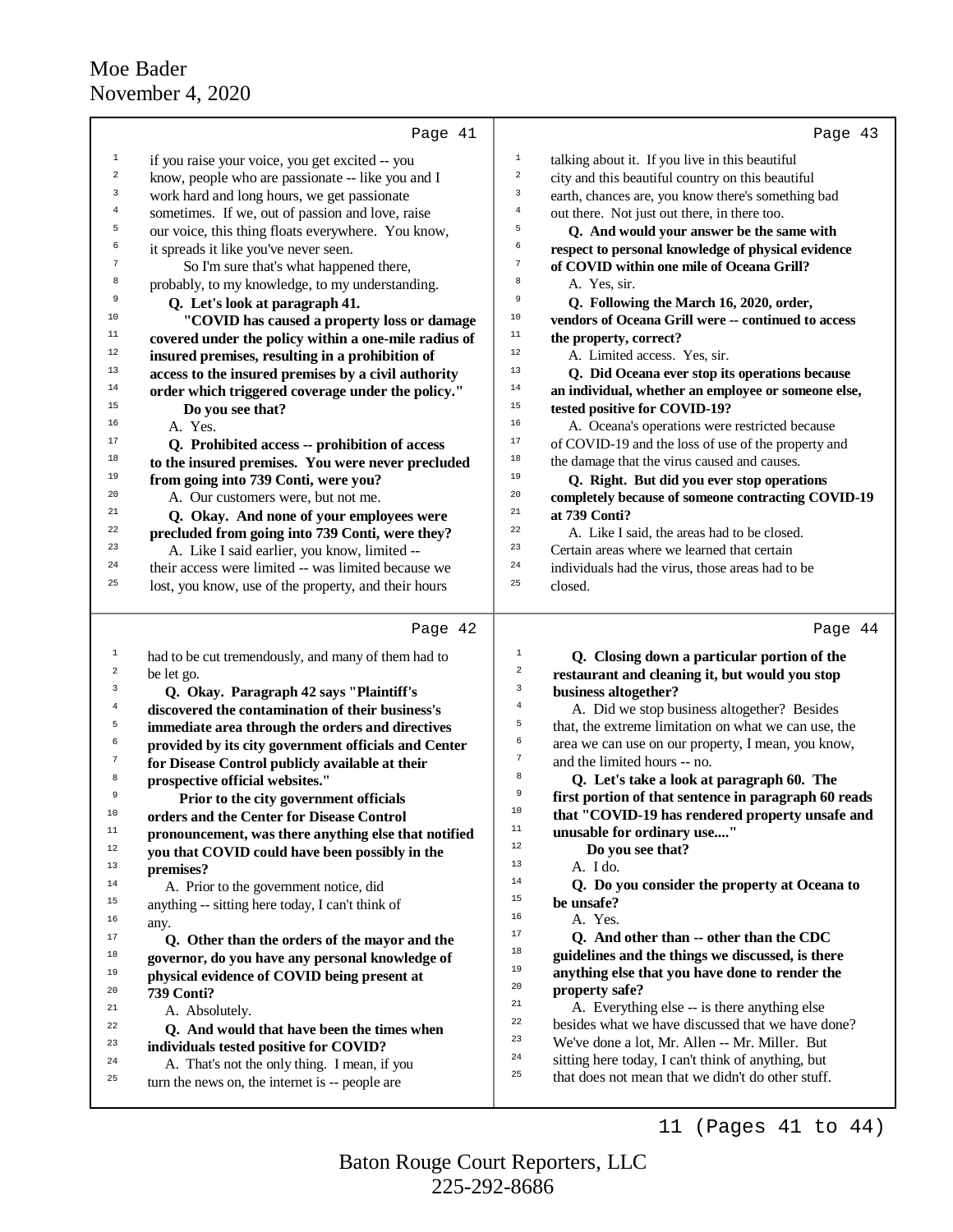Page 41

1 if you raise your voice, you get excited -- you
2 know, people who are passionate -- like you and I
3 work hard and long hours, we get passionate
4 sometimes. If we, out of passion and love, raise
5 our voice, this thing floats everywhere. You know,
6 it spreads it like you've never seen.
7 So I'm sure that's what happened there,
8 probably, to my knowledge, to my understanding.
9 **Q. Let's look at paragraph 41.**
10 **"COVID has caused a property loss or damage**
11 **covered under the policy within a one-mile radius of**
12 **insured premises, resulting in a prohibition of**
13 **access to the insured premises by a civil authority**
14 **order which triggered coverage under the policy."**
15 **Do you see that?**
16 A. Yes.
17 **Q. Prohibited access -- prohibition of access**
18 **to the insured premises. You were never precluded**
19 **from going into 739 Conti, were you?**
20 A. Our customers were, but not me.
21 **Q. Okay. And none of your employees were**
22 **precluded from going into 739 Conti, were they?**
23 A. Like I said earlier, you know, limited --
24 their access were limited -- was limited because we
25 lost, you know, use of the property, and their hours

Page 42

1 had to be cut tremendously, and many of them had to
2 be let go.
3 **Q. Okay. Paragraph 42 says "Plaintiff's**
4 **discovered the contamination of their business's**
5 **immediate area through the orders and directives**
6 **provided by its city government officials and Center**
7 **for Disease Control publicly available at their**
8 **prospective official websites."**
9 **Prior to the city government officials**
10 **orders and the Center for Disease Control**
11 **pronouncement, was there anything else that notified**
12 **you that COVID could have been possibly in the**
13 **premises?**
14 A. Prior to the government notice, did
15 anything -- sitting here today, I can't think of
16 any.
17 **Q. Other than the orders of the mayor and the**
18 **governor, do you have any personal knowledge of**
19 **physical evidence of COVID being present at**
20 **739 Conti?**
21 A. Absolutely.
22 **Q. And would that have been the times when**
23 **individuals tested positive for COVID?**
24 A. That's not the only thing. I mean, if you
25 turn the news on, the internet is -- people are

Page 43

1 talking about it. If you live in this beautiful
2 city and this beautiful country on this beautiful
3 earth, chances are, you know there's something bad
4 out there. Not just out there, in there too.
5 **Q. And would your answer be the same with**
6 **respect to personal knowledge of physical evidence**
7 **of COVID within one mile of Oceana Grill?**
8 A. Yes, sir.
9 **Q. Following the March 16, 2020, order,**
10 **vendors of Oceana Grill were -- continued to access**
11 **the property, correct?**
12 A. Limited access. Yes, sir.
13 **Q. Did Oceana ever stop its operations because**
14 **an individual, whether an employee or someone else,**
15 **tested positive for COVID-19?**
16 A. Oceana's operations were restricted because
17 of COVID-19 and the loss of use of the property and
18 the damage that the virus caused and causes.
19 **Q. Right. But did you ever stop operations**
20 **completely because of someone contracting COVID-19**
21 **at 739 Conti?**
22 A. Like I said, the areas had to be closed.
23 Certain areas where we learned that certain
24 individuals had the virus, those areas had to be
25 closed.

Page 44

1 **Q. Closing down a particular portion of the**
2 **restaurant and cleaning it, but would you stop**
3 **business altogether?**
4 A. Did we stop business altogether? Besides
5 that, the extreme limitation on what we can use, the
6 area we can use on our property, I mean, you know,
7 and the limited hours -- no.
8 **Q. Let's take a look at paragraph 60. The**
9 **first portion of that sentence in paragraph 60 reads**
10 **that "COVID-19 has rendered property unsafe and**
11 **unusable for ordinary use...."**
12 **Do you see that?**
13 A. I do.
14 **Q. Do you consider the property at Oceana to**
15 **be unsafe?**
16 A. Yes.
17 **Q. And other than -- other than the CDC**
18 **guidelines and the things we discussed, is there**
19 **anything else that you have done to render the**
20 **property safe?**
21 A. Everything else -- is there anything else
22 besides what we have discussed that we have done?
23 We've done a lot, Mr. Allen -- Mr. Miller. But
24 sitting here today, I can't think of anything, but
25 that does not mean that we didn't do other stuff.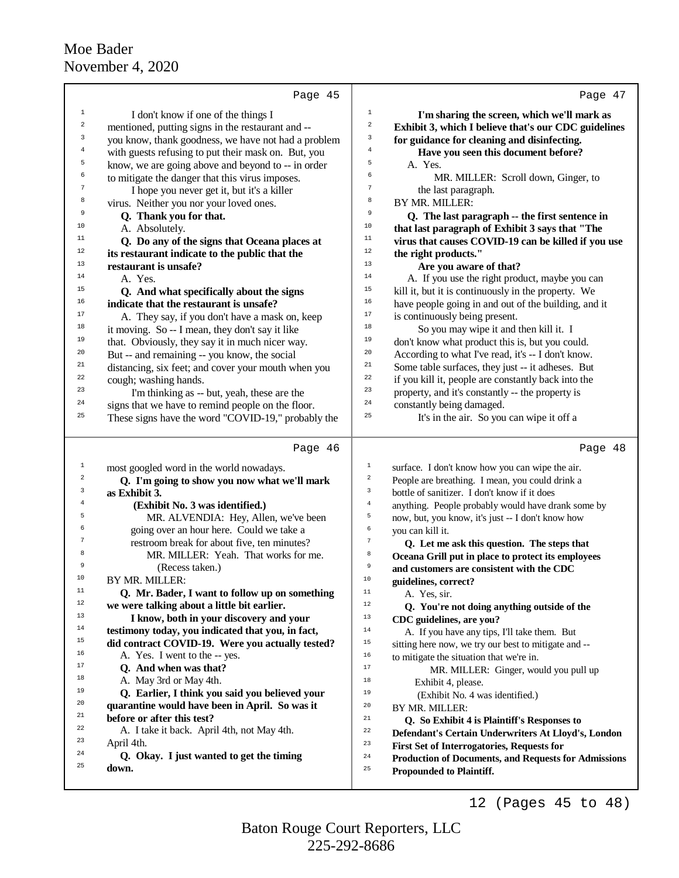Page 45

I don't know if one of the things I mentioned, putting signs in the restaurant and -- you know, thank goodness, we have not had a problem with guests refusing to put their mask on. But, you know, we are going above and beyond to -- in order to mitigate the danger that this virus imposes.

I hope you never get it, but it's a killer virus. Neither you nor your loved ones.

**Q. Thank you for that.**

A. Absolutely.

**Q. Do any of the signs that Oceana places at its restaurant indicate to the public that the restaurant is unsafe?**

A. Yes.

**Q. And what specifically about the signs indicate that the restaurant is unsafe?**

A. They say, if you don't have a mask on, keep it moving. So -- I mean, they don't say it like that. Obviously, they say it in much nicer way. But -- and remaining -- you know, the social distancing, six feet; and cover your mouth when you cough; washing hands.

I'm thinking as -- but, yeah, these are the signs that we have to remind people on the floor. These signs have the word "COVID-19," probably the

Page 46

most googled word in the world nowadays.

**Q. I'm going to show you now what we'll mark as Exhibit 3.**

**(Exhibit No. 3 was identified.)**

MR. ALVENDIA: Hey, Allen, we've been going over an hour here. Could we take a restroom break for about five, ten minutes?

MR. MILLER: Yeah. That works for me.

(Recess taken.)

BY MR. MILLER:

**Q. Mr. Bader, I want to follow up on something we were talking about a little bit earlier.**

**I know, both in your discovery and your testimony today, you indicated that you, in fact, did contract COVID-19. Were you actually tested?**

A. Yes. I went to the -- yes.

**Q. And when was that?**

A. May 3rd or May 4th.

**Q. Earlier, I think you said you believed your quarantine would have been in April. So was it before or after this test?**

A. I take it back. April 4th, not May 4th. April 4th.

**Q. Okay. I just wanted to get the timing down.**

Page 47

**I'm sharing the screen, which we'll mark as Exhibit 3, which I believe that's our CDC guidelines for guidance for cleaning and disinfecting.**

**Have you seen this document before?**

A. Yes.

MR. MILLER: Scroll down, Ginger, to the last paragraph.

BY MR. MILLER:

**Q. The last paragraph -- the first sentence in that last paragraph of Exhibit 3 says that "The virus that causes COVID-19 can be killed if you use the right products."**

**Are you aware of that?**

A. If you use the right product, maybe you can kill it, but it is continuously in the property. We have people going in and out of the building, and it is continuously being present.

So you may wipe it and then kill it. I don't know what product this is, but you could. According to what I've read, it's -- I don't know. Some table surfaces, they just -- it adheses. But if you kill it, people are constantly back into the property, and it's constantly -- the property is constantly being damaged.

It's in the air. So you can wipe it off a

Page 48

surface. I don't know how you can wipe the air. People are breathing. I mean, you could drink a bottle of sanitizer. I don't know if it does anything. People probably would have drank some by now, but, you know, it's just -- I don't know how you can kill it.

**Q. Let me ask this question. The steps that Oceana Grill put in place to protect its employees and customers are consistent with the CDC guidelines, correct?**

A. Yes, sir.

**Q. You're not doing anything outside of the CDC guidelines, are you?**

A. If you have any tips, I'll take them. But sitting here now, we try our best to mitigate and -- to mitigate the situation that we're in.

MR. MILLER: Ginger, would you pull up Exhibit 4, please.

(Exhibit No. 4 was identified.)

BY MR. MILLER:

**Q. So Exhibit 4 is Plaintiff's Responses to Defendant's Certain Underwriters At Lloyd's, London First Set of Interrogatories, Requests for Production of Documents, and Requests for Admissions Propounded to Plaintiff.**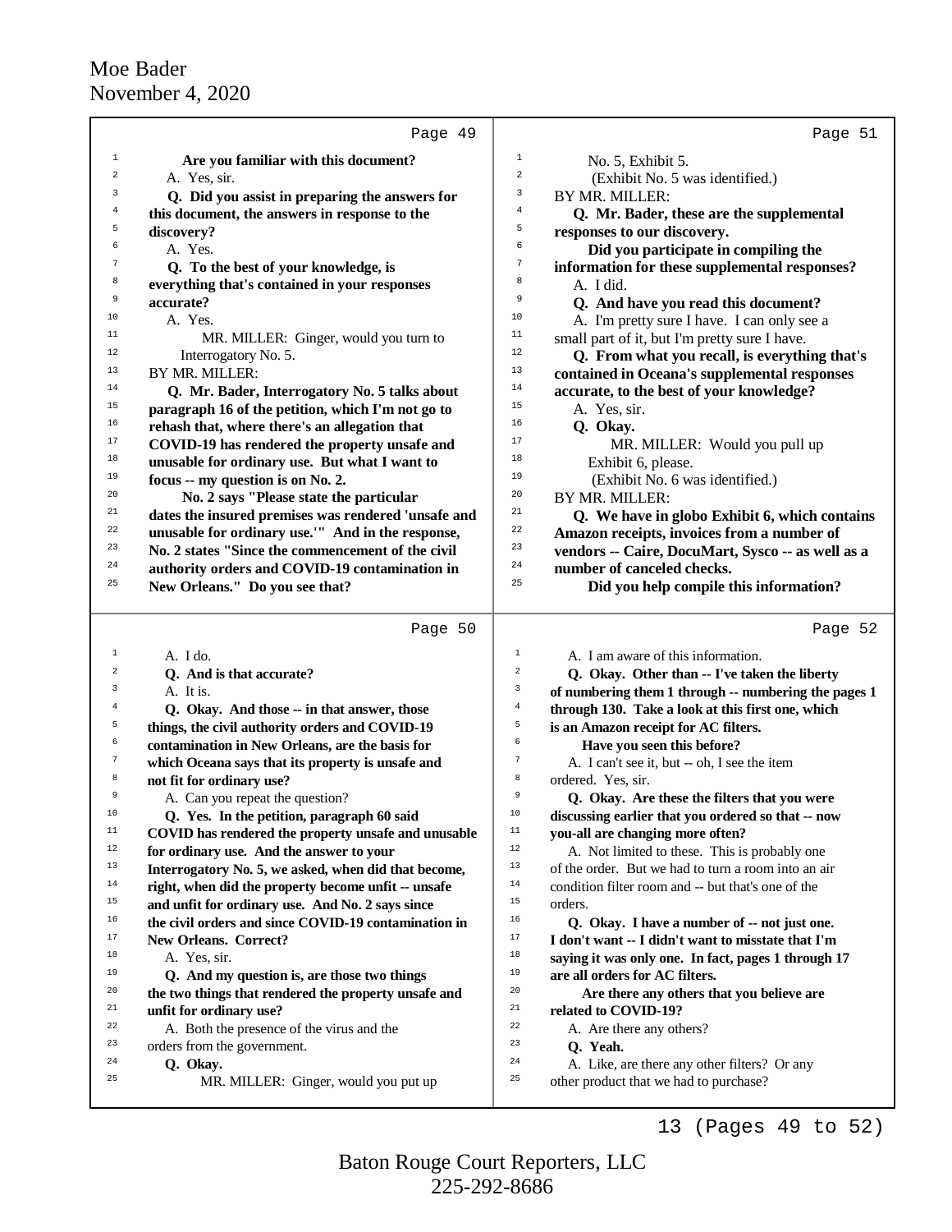Page 49

1 **Are you familiar with this document?**
2 A. Yes, sir.
3 **Q. Did you assist in preparing the answers for**
4 **this document, the answers in response to the**
5 **discovery?**
6 A. Yes.
7 **Q. To the best of your knowledge, is**
8 **everything that's contained in your responses**
9 **accurate?**
10 A. Yes.
11 MR. MILLER: Ginger, would you turn to
12 Interrogatory No. 5.
13 BY MR. MILLER:
14 **Q. Mr. Bader, Interrogatory No. 5 talks about**
15 **paragraph 16 of the petition, which I'm not go to**
16 **rehash that, where there's an allegation that**
17 **COVID-19 has rendered the property unsafe and**
18 **unusable for ordinary use. But what I want to**
19 **focus -- my question is on No. 2.**
20 **No. 2 says "Please state the particular**
21 **dates the insured premises was rendered 'unsafe and**
22 **unusable for ordinary use.'" And in the response,**
23 **No. 2 states "Since the commencement of the civil**
24 **authority orders and COVID-19 contamination in**
25 **New Orleans." Do you see that?**

Page 50

1 A. I do.
2 **Q. And is that accurate?**
3 A. It is.
4 **Q. Okay. And those -- in that answer, those**
5 **things, the civil authority orders and COVID-19**
6 **contamination in New Orleans, are the basis for**
7 **which Oceana says that its property is unsafe and**
8 **not fit for ordinary use?**
9 A. Can you repeat the question?
10 **Q. Yes. In the petition, paragraph 60 said**
11 **COVID has rendered the property unsafe and unusable**
12 **for ordinary use. And the answer to your**
13 **Interrogatory No. 5, we asked, when did that become,**
14 **right, when did the property become unfit -- unsafe**
15 **and unfit for ordinary use. And No. 2 says since**
16 **the civil orders and since COVID-19 contamination in**
17 **New Orleans. Correct?**
18 A. Yes, sir.
19 **Q. And my question is, are those two things**
20 **the two things that rendered the property unsafe and**
21 **unfit for ordinary use?**
22 A. Both the presence of the virus and the
23 orders from the government.
24 **Q. Okay.**
25 MR. MILLER: Ginger, would you put up

Page 51

1 No. 5, Exhibit 5.
2 (Exhibit No. 5 was identified.)
3 BY MR. MILLER:
4 **Q. Mr. Bader, these are the supplemental**
5 **responses to our discovery.**
6 **Did you participate in compiling the**
7 **information for these supplemental responses?**
8 A. I did.
9 **Q. And have you read this document?**
10 A. I'm pretty sure I have. I can only see a
11 small part of it, but I'm pretty sure I have.
12 **Q. From what you recall, is everything that's**
13 **contained in Oceana's supplemental responses**
14 **accurate, to the best of your knowledge?**
15 A. Yes, sir.
16 **Q. Okay.**
17 MR. MILLER: Would you pull up
18 Exhibit 6, please.
19 (Exhibit No. 6 was identified.)
20 BY MR. MILLER:
21 **Q. We have in globo Exhibit 6, which contains**
22 **Amazon receipts, invoices from a number of**
23 **vendors -- Caire, DocuMart, Sysco -- as well as a**
24 **number of canceled checks.**
25 **Did you help compile this information?**

Page 52

1 A. I am aware of this information.
2 **Q. Okay. Other than -- I've taken the liberty**
3 **of numbering them 1 through -- numbering the pages 1**
4 **through 130. Take a look at this first one, which**
5 **is an Amazon receipt for AC filters.**
6 **Have you seen this before?**
7 A. I can't see it, but -- oh, I see the item
8 ordered. Yes, sir.
9 **Q. Okay. Are these the filters that you were**
10 **discussing earlier that you ordered so that -- now**
11 **you-all are changing more often?**
12 A. Not limited to these. This is probably one
13 of the order. But we had to turn a room into an air
14 condition filter room and -- but that's one of the
15 orders.
16 **Q. Okay. I have a number of -- not just one.**
17 **I don't want -- I didn't want to misstate that I'm**
18 **saying it was only one. In fact, pages 1 through 17**
19 **are all orders for AC filters.**
20 **Are there any others that you believe are**
21 **related to COVID-19?**
22 A. Are there any others?
23 **Q. Yeah.**
24 A. Like, are there any other filters? Or any
25 other product that we had to purchase?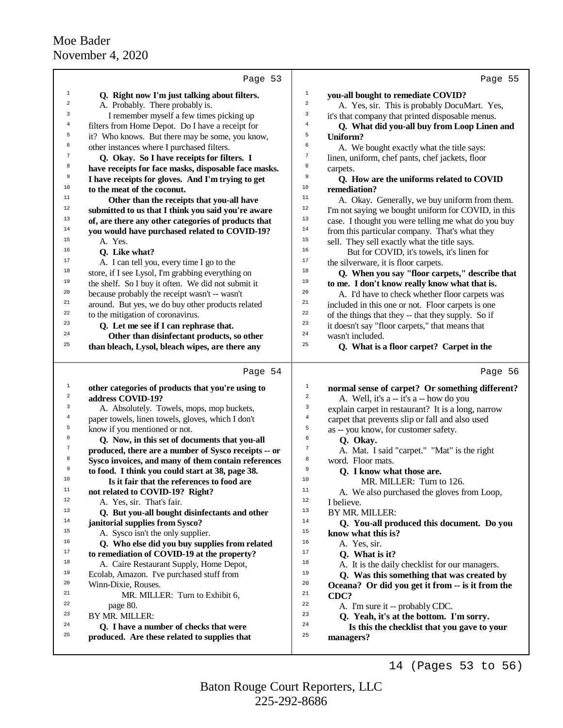Page 53

1 **Q. Right now I'm just talking about filters.**
2 A. Probably. There probably is.
3 I remember myself a few times picking up
4 filters from Home Depot. Do I have a receipt for
5 it? Who knows. But there may be some, you know,
6 other instances where I purchased filters.
7 **Q. Okay. So I have receipts for filters. I**
8 **have receipts for face masks, disposable face masks.**
9 **I have receipts for gloves. And I'm trying to get**
10 **to the meat of the coconut.**
11 **Other than the receipts that you-all have**
12 **submitted to us that I think you said you're aware**
13 **of, are there any other categories of products that**
14 **you would have purchased related to COVID-19?**
15 A. Yes.
16 **Q. Like what?**
17 A. I can tell you, every time I go to the
18 store, if I see Lysol, I'm grabbing everything on
19 the shelf. So I buy it often. We did not submit it
20 because probably the receipt wasn't -- wasn't
21 around. But yes, we do buy other products related
22 to the mitigation of coronavirus.
23 **Q. Let me see if I can rephrase that.**
24 **Other than disinfectant products, so other**
25 **than bleach, Lysol, bleach wipes, are there any**

Page 54

1 **other categories of products that you're using to**
2 **address COVID-19?**
3 A. Absolutely. Towels, mops, mop buckets,
4 paper towels, linen towels, gloves, which I don't
5 know if you mentioned or not.
6 **Q. Now, in this set of documents that you-all**
7 **produced, there are a number of Sysco receipts -- or**
8 **Sysco invoices, and many of them contain references**
9 **to food. I think you could start at 38, page 38.**
10 **Is it fair that the references to food are**
11 **not related to COVID-19? Right?**
12 A. Yes, sir. That's fair.
13 **Q. But you-all bought disinfectants and other**
14 **janitorial supplies from Sysco?**
15 A. Sysco isn't the only supplier.
16 **Q. Who else did you buy supplies from related**
17 **to remediation of COVID-19 at the property?**
18 A. Caire Restaurant Supply, Home Depot,
19 Ecolab, Amazon. I've purchased stuff from
20 Winn-Dixie, Rouses.
21 MR. MILLER: Turn to Exhibit 6,
22 page 80.
23 BY MR. MILLER:
24 **Q. I have a number of checks that were**
25 **produced. Are these related to supplies that**

Page 55

1 **you-all bought to remediate COVID?**
2 A. Yes, sir. This is probably DocuMart. Yes,
3 it's that company that printed disposable menus.
4 **Q. What did you-all buy from Loop Linen and**
5 **Uniform?**
6 A. We bought exactly what the title says:
7 linen, uniform, chef pants, chef jackets, floor
8 carpets.
9 **Q. How are the uniforms related to COVID**
10 **remediation?**
11 A. Okay. Generally, we buy uniform from them.
12 I'm not saying we bought uniform for COVID, in this
13 case. I thought you were telling me what do you buy
14 from this particular company. That's what they
15 sell. They sell exactly what the title says.
16 But for COVID, it's towels, it's linen for
17 the silverware, it is floor carpets.
18 **Q. When you say "floor carpets," describe that**
19 **to me. I don't know really know what that is.**
20 A. I'd have to check whether floor carpets was
21 included in this one or not. Floor carpets is one
22 of the things that they -- that they supply. So if
23 it doesn't say "floor carpets," that means that
24 wasn't included.
25 **Q. What is a floor carpet? Carpet in the**

Page 56

1 **normal sense of carpet? Or something different?**
2 A. Well, it's a -- it's a -- how do you
3 explain carpet in restaurant? It is a long, narrow
4 carpet that prevents slip or fall and also used
5 as -- you know, for customer safety.
6 **Q. Okay.**
7 A. Mat. I said "carpet." "Mat" is the right
8 word. Floor mats.
9 **Q. I know what those are.**
10 MR. MILLER: Turn to 126.
11 A. We also purchased the gloves from Loop,
12 I believe.
13 BY MR. MILLER:
14 **Q. You-all produced this document. Do you**
15 **know what this is?**
16 A. Yes, sir.
17 **Q. What is it?**
18 A. It is the daily checklist for our managers.
19 **Q. Was this something that was created by**
20 **Oceana? Or did you get it from -- is it from the**
21 **CDC?**
22 A. I'm sure it -- probably CDC.
23 **Q. Yeah, it's at the bottom. I'm sorry.**
24 **Is this the checklist that you gave to your**
25 **managers?**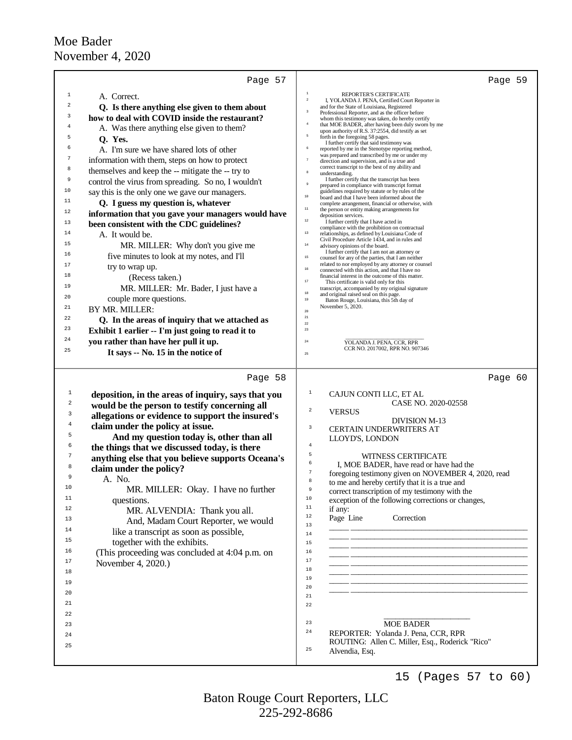Page 57

A. Correct.

**Q. Is there anything else given to them about how to deal with COVID inside the restaurant?**

A. Was there anything else given to them?

**Q. Yes.**

A. I'm sure we have shared lots of other information with them, steps on how to protect themselves and keep the -- mitigate the -- try to control the virus from spreading. So no, I wouldn't say this is the only one we gave our managers.

**Q. I guess my question is, whatever information that you gave your managers would have been consistent with the CDC guidelines?**

A. It would be.

MR. MILLER: Why don't you give me five minutes to look at my notes, and I'll try to wrap up.

(Recess taken.)

MR. MILLER: Mr. Bader, I just have a couple more questions.

BY MR. MILLER:

**Q. In the areas of inquiry that we attached as Exhibit 1 earlier -- I'm just going to read it to you rather than have her pull it up.**

**It says -- No. 15 in the notice of**

Page 58

**deposition, in the areas of inquiry, says that you would be the person to testify concerning all allegations or evidence to support the insured's claim under the policy at issue.**

**And my question today is, other than all the things that we discussed today, is there anything else that you believe supports Oceana's claim under the policy?**

A. No.

MR. MILLER: Okay. I have no further questions.

MR. ALVENDIA: Thank you all.

And, Madam Court Reporter, we would like a transcript as soon as possible, together with the exhibits.

(This proceeding was concluded at 4:04 p.m. on November 4, 2020.)

Page 59

REPORTER'S CERTIFICATE

I, YOLANDA J. PENA, Certified Court Reporter in and for the State of Louisiana, Registered Professional Reporter, and as the officer before whom this testimony was taken, do hereby certify that MOE BADER, after having been duly sworn by me upon authority of R.S. 37:2554, did testify as set forth in the foregoing 58 pages.

I further certify that said testimony was reported by me in the Stenotype reporting method, was prepared and transcribed by me or under my direction and supervision, and is a true and correct transcript to the best of my ability and understanding.

I further certify that the transcript has been prepared in compliance with transcript format guidelines required by statute or by rules of the board and that I have been informed about the complete arrangement, financial or otherwise, with the person or entity making arrangements for deposition services.

I further certify that I have acted in compliance with the prohibition on contractual relationships, as defined by Louisiana Code of Civil Procedure Article 1434, and in rules and advisory opinions of the board.

I further certify that I am not an attorney or counsel for any of the parties, that I am neither related to nor employed by any attorney or counsel connected with this action, and that I have no financial interest in the outcome of this matter.

This certificate is valid only for this transcript, accompanied by my original signature and original raised seal on this page.

Baton Rouge, Louisiana, this 5th day of November 5, 2020.

______________________

YOLANDA J. PENA, CCR, RPR
CCR NO. 2017002, RPR NO. 907346

Page 60

CAJUN CONTI LLC, ET AL
CASE NO. 2020-02558

VERSUS
DIVISION M-13

CERTAIN UNDERWRITERS AT LLOYD'S, LONDON

WITNESS CERTIFICATE

I, MOE BADER, have read or have had the foregoing testimony given on NOVEMBER 4, 2020, read to me and hereby certify that it is a true and correct transcription of my testimony with the exception of the following corrections or changes, if any:

| Page | Line | Correction |
|---|---|---|
| | | |
| | | |
| | | |
| | | |
| | | |
| | | |
| | | |
| | | |

______________________

MOE BADER

REPORTER: Yolanda J. Pena, CCR, RPR
ROUTING: Allen C. Miller, Esq., Roderick "Rico" Alvendia, Esq.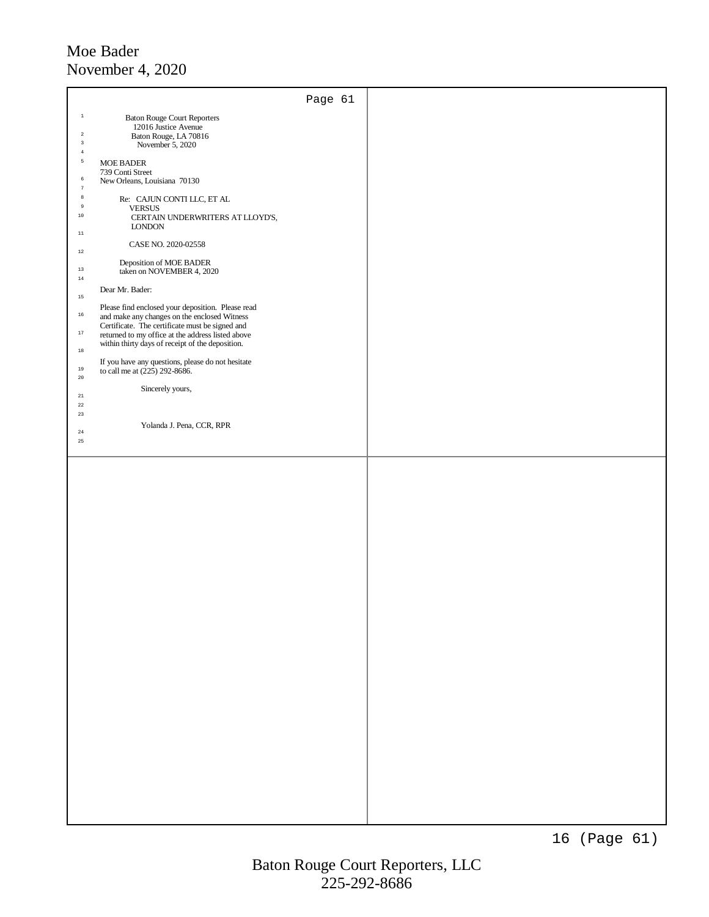Baton Rouge Court Reporters
12016 Justice Avenue
Baton Rouge, LA 70816
November 5, 2020

MOE BADER
739 Conti Street
New Orleans, Louisiana 70130

Re: CAJUN CONTI LLC, ET AL
VERSUS
CERTAIN UNDERWRITERS AT LLOYD'S, LONDON

CASE NO. 2020-02558

Deposition of MOE BADER
taken on NOVEMBER 4, 2020

Dear Mr. Bader:

Please find enclosed your deposition. Please read and make any changes on the enclosed Witness Certificate. The certificate must be signed and returned to my office at the address listed above within thirty days of receipt of the deposition.

If you have any questions, please do not hesitate to call me at (225) 292-8686.

Sincerely yours,

Yolanda J. Pena, CCR, RPR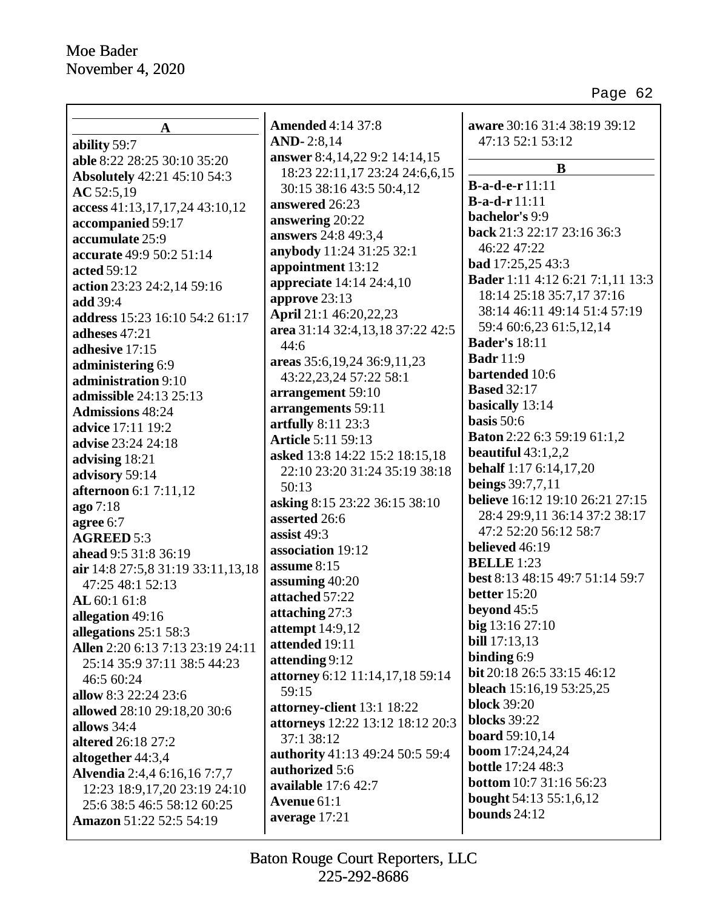## A

**ability** 59:7
**able** 8:22 28:25 30:10 35:20
**Absolutely** 42:21 45:10 54:3
**AC** 52:5,19
**access** 41:13,17,17,24 43:10,12
**accompanied** 59:17
**accumulate** 25:9
**accurate** 49:9 50:2 51:14
**acted** 59:12
**action** 23:23 24:2,14 59:16
**add** 39:4
**address** 15:23 16:10 54:2 61:17
**adheses** 47:21
**adhesive** 17:15
**administering** 6:9
**administration** 9:10
**admissible** 24:13 25:13
**Admissions** 48:24
**advice** 17:11 19:2
**advise** 23:24 24:18
**advising** 18:21
**advisory** 59:14
**afternoon** 6:1 7:11,12
**ago** 7:18
**agree** 6:7
**AGREED** 5:3
**ahead** 9:5 31:8 36:19
**air** 14:8 27:5,8 31:19 33:11,13,18 47:25 48:1 52:13
**AL** 60:1 61:8
**allegation** 49:16
**allegations** 25:1 58:3
**Allen** 2:20 6:13 7:13 23:19 24:11 25:14 35:9 37:11 38:5 44:23 46:5 60:24
**allow** 8:3 22:24 23:6
**allowed** 28:10 29:18,20 30:6
**allows** 34:4
**altered** 26:18 27:2
**altogether** 44:3,4
**Alvendia** 2:4,4 6:16,16 7:7,7 12:23 18:9,17,20 23:19 24:10 25:6 38:5 46:5 58:12 60:25
**Amazon** 51:22 52:5 54:19
**Amended** 4:14 37:8
**AND-** 2:8,14
**answer** 8:4,14,22 9:2 14:14,15 18:23 22:11,17 23:24 24:6,6,15 30:15 38:16 43:5 50:4,12
**answered** 26:23
**answering** 20:22
**answers** 24:8 49:3,4
**anybody** 11:24 31:25 32:1
**appointment** 13:12
**appreciate** 14:14 24:4,10
**approve** 23:13
**April** 21:1 46:20,22,23
**area** 31:14 32:4,13,18 37:22 42:5 44:6
**areas** 35:6,19,24 36:9,11,23 43:22,23,24 57:22 58:1
**arrangement** 59:10
**arrangements** 59:11
**artfully** 8:11 23:3
**Article** 5:11 59:13
**asked** 13:8 14:22 15:2 18:15,18 22:10 23:20 31:24 35:19 38:18 50:13
**asking** 8:15 23:22 36:15 38:10
**asserted** 26:6
**assist** 49:3
**association** 19:12
**assume** 8:15
**assuming** 40:20
**attached** 57:22
**attaching** 27:3
**attempt** 14:9,12
**attended** 19:11
**attending** 9:12
**attorney** 6:12 11:14,17,18 59:14 59:15
**attorney-client** 13:1 18:22
**attorneys** 12:22 13:12 18:12 20:3 37:1 38:12
**authority** 41:13 49:24 50:5 59:4
**authorized** 5:6
**available** 17:6 42:7
**Avenue** 61:1
**average** 17:21
**aware** 30:16 31:4 38:19 39:12 47:13 52:1 53:12

## B

**B-a-d-e-r** 11:11
**B-a-d-r** 11:11
**bachelor's** 9:9
**back** 21:3 22:17 23:16 36:3 46:22 47:22
**bad** 17:25,25 43:3
**Bader** 1:11 4:12 6:21 7:1,11 13:3 18:14 25:18 35:7,17 37:16 38:14 46:11 49:14 51:4 57:19 59:4 60:6,23 61:5,12,14
**Bader's** 18:11
**Badr** 11:9
**bartended** 10:6
**Based** 32:17
**basically** 13:14
**basis** 50:6
**Baton** 2:22 6:3 59:19 61:1,2
**beautiful** 43:1,2,2
**behalf** 1:17 6:14,17,20
**beings** 39:7,7,11
**believe** 16:12 19:10 26:21 27:15 28:4 29:9,11 36:14 37:2 38:17 47:2 52:20 56:12 58:7
**believed** 46:19
**BELLE** 1:23
**best** 8:13 48:15 49:7 51:14 59:7
**better** 15:20
**beyond** 45:5
**big** 13:16 27:10
**bill** 17:13,13
**binding** 6:9
**bit** 20:18 26:5 33:15 46:12
**bleach** 15:16,19 53:25,25
**block** 39:20
**blocks** 39:22
**board** 59:10,14
**boom** 17:24,24,24
**bottle** 17:24 48:3
**bottom** 10:7 31:16 56:23
**bought** 54:13 55:1,6,12
**bounds** 24:12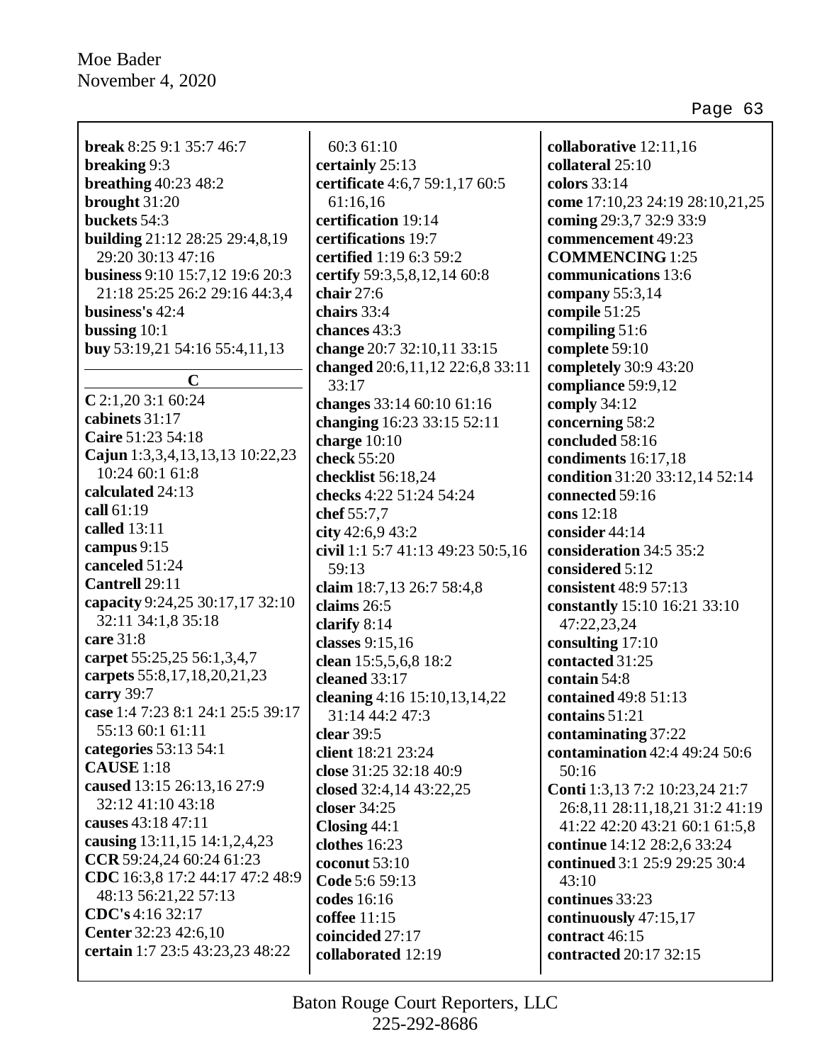**break** 8:25 9:1 35:7 46:7
**breaking** 9:3
**breathing** 40:23 48:2
**brought** 31:20
**buckets** 54:3
**building** 21:12 28:25 29:4,8,19 29:20 30:13 47:16
**business** 9:10 15:7,12 19:6 20:3 21:18 25:25 26:2 29:16 44:3,4
**business's** 42:4
**bussing** 10:1
**buy** 53:19,21 54:16 55:4,11,13

## C

**C** 2:1,20 3:1 60:24
**cabinets** 31:17
**Caire** 51:23 54:18
**Cajun** 1:3,3,4,13,13,13 10:22,23 10:24 60:1 61:8
**calculated** 24:13
**call** 61:19
**called** 13:11
**campus** 9:15
**canceled** 51:24
**Cantrell** 29:11
**capacity** 9:24,25 30:17,17 32:10 32:11 34:1,8 35:18
**care** 31:8
**carpet** 55:25,25 56:1,3,4,7
**carpets** 55:8,17,18,20,21,23
**carry** 39:7
**case** 1:4 7:23 8:1 24:1 25:5 39:17 55:13 60:1 61:11
**categories** 53:13 54:1
**CAUSE** 1:18
**caused** 13:15 26:13,16 27:9 32:12 41:10 43:18
**causes** 43:18 47:11
**causing** 13:11,15 14:1,2,4,23
**CCR** 59:24,24 60:24 61:23
**CDC** 16:3,8 17:2 44:17 47:2 48:9 48:13 56:21,22 57:13
**CDC's** 4:16 32:17
**Center** 32:23 42:6,10
**certain** 1:7 23:5 43:23,23 48:22 60:3 61:10
**certainly** 25:13
**certificate** 4:6,7 59:1,17 60:5 61:16,16
**certification** 19:14
**certifications** 19:7
**certified** 1:19 6:3 59:2
**certify** 59:3,5,8,12,14 60:8
**chair** 27:6
**chairs** 33:4
**chances** 43:3
**change** 20:7 32:10,11 33:15
**changed** 20:6,11,12 22:6,8 33:11 33:17
**changes** 33:14 60:10 61:16
**changing** 16:23 33:15 52:11
**charge** 10:10
**check** 55:20
**checklist** 56:18,24
**checks** 4:22 51:24 54:24
**chef** 55:7,7
**city** 42:6,9 43:2
**civil** 1:1 5:7 41:13 49:23 50:5,16 59:13
**claim** 18:7,13 26:7 58:4,8
**claims** 26:5
**clarify** 8:14
**classes** 9:15,16
**clean** 15:5,5,6,8 18:2
**cleaned** 33:17
**cleaning** 4:16 15:10,13,14,22 31:14 44:2 47:3
**clear** 39:5
**client** 18:21 23:24
**close** 31:25 32:18 40:9
**closed** 32:4,14 43:22,25
**closer** 34:25
**Closing** 44:1
**clothes** 16:23
**coconut** 53:10
**Code** 5:6 59:13
**codes** 16:16
**coffee** 11:15
**coincided** 27:17
**collaborated** 12:19
**collaborative** 12:11,16
**collateral** 25:10
**colors** 33:14
**come** 17:10,23 24:19 28:10,21,25
**coming** 29:3,7 32:9 33:9
**commencement** 49:23
**COMMENCING** 1:25
**communications** 13:6
**company** 55:3,14
**compile** 51:25
**compiling** 51:6
**complete** 59:10
**completely** 30:9 43:20
**compliance** 59:9,12
**comply** 34:12
**concerning** 58:2
**concluded** 58:16
**condiments** 16:17,18
**condition** 31:20 33:12,14 52:14
**connected** 59:16
**cons** 12:18
**consider** 44:14
**consideration** 34:5 35:2
**considered** 5:12
**consistent** 48:9 57:13
**constantly** 15:10 16:21 33:10 47:22,23,24
**consulting** 17:10
**contacted** 31:25
**contain** 54:8
**contained** 49:8 51:13
**contains** 51:21
**contaminating** 37:22
**contamination** 42:4 49:24 50:6 50:16
**Conti** 1:3,13 7:2 10:23,24 21:7 26:8,11 28:11,18,21 31:2 41:19 41:22 42:20 43:21 60:1 61:5,8
**continue** 14:12 28:2,6 33:24
**continued** 3:1 25:9 29:25 30:4 43:10
**continues** 33:23
**continuously** 47:15,17
**contract** 46:15
**contracted** 20:17 32:15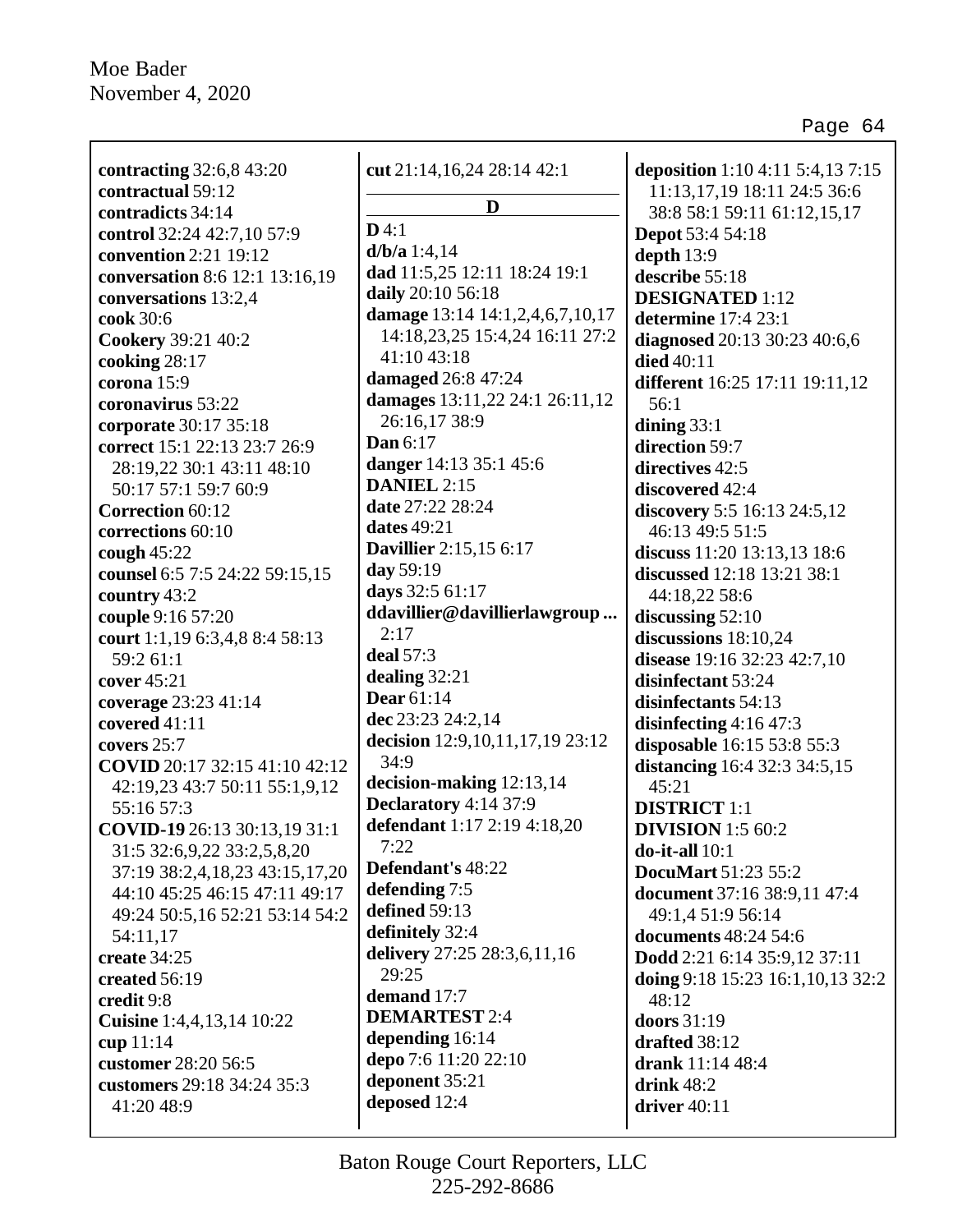**contracting** 32:6,8 43:20
**contractual** 59:12
**contradicts** 34:14
**control** 32:24 42:7,10 57:9
**convention** 2:21 19:12
**conversation** 8:6 12:1 13:16,19
**conversations** 13:2,4
**cook** 30:6
**Cookery** 39:21 40:2
**cooking** 28:17
**corona** 15:9
**coronavirus** 53:22
**corporate** 30:17 35:18
**correct** 15:1 22:13 23:7 26:9 28:19,22 30:1 43:11 48:10 50:17 57:1 59:7 60:9
**Correction** 60:12
**corrections** 60:10
**cough** 45:22
**counsel** 6:5 7:5 24:22 59:15,15
**country** 43:2
**couple** 9:16 57:20
**court** 1:1,19 6:3,4,8 8:4 58:13 59:2 61:1
**cover** 45:21
**coverage** 23:23 41:14
**covered** 41:11
**covers** 25:7
**COVID** 20:17 32:15 41:10 42:12 42:19,23 43:7 50:11 55:1,9,12 55:16 57:3
**COVID-19** 26:13 30:13,19 31:1 31:5 32:6,9,22 33:2,5,8,20 37:19 38:2,4,18,23 43:15,17,20 44:10 45:25 46:15 47:11 49:17 49:24 50:5,16 52:21 53:14 54:2 54:11,17
**create** 34:25
**created** 56:19
**credit** 9:8
**Cuisine** 1:4,4,13,14 10:22
**cup** 11:14
**customer** 28:20 56:5
**customers** 29:18 34:24 35:3 41:20 48:9
**cut** 21:14,16,24 28:14 42:1

## D

**D** 4:1
**d/b/a** 1:4,14
**dad** 11:5,25 12:11 18:24 19:1
**daily** 20:10 56:18
**damage** 13:14 14:1,2,4,6,7,10,17 14:18,23,25 15:4,24 16:11 27:2 41:10 43:18
**damaged** 26:8 47:24
**damages** 13:11,22 24:1 26:11,12 26:16,17 38:9
**Dan** 6:17
**danger** 14:13 35:1 45:6
**DANIEL** 2:15
**date** 27:22 28:24
**dates** 49:21
**Davillier** 2:15,15 6:17
**day** 59:19
**days** 32:5 61:17
**ddavillier@davillierlawgroup ...** 2:17
**deal** 57:3
**dealing** 32:21
**Dear** 61:14
**dec** 23:23 24:2,14
**decision** 12:9,10,11,17,19 23:12 34:9
**decision-making** 12:13,14
**Declaratory** 4:14 37:9
**defendant** 1:17 2:19 4:18,20 7:22
**Defendant's** 48:22
**defending** 7:5
**defined** 59:13
**definitely** 32:4
**delivery** 27:25 28:3,6,11,16 29:25
**demand** 17:7
**DEMARTEST** 2:4
**depending** 16:14
**depo** 7:6 11:20 22:10
**deponent** 35:21
**deposed** 12:4
**deposition** 1:10 4:11 5:4,13 7:15 11:13,17,19 18:11 24:5 36:6 38:8 58:1 59:11 61:12,15,17
**Depot** 53:4 54:18
**depth** 13:9
**describe** 55:18
**DESIGNATED** 1:12
**determine** 17:4 23:1
**diagnosed** 20:13 30:23 40:6,6
**died** 40:11
**different** 16:25 17:11 19:11,12 56:1
**dining** 33:1
**direction** 59:7
**directives** 42:5
**discovered** 42:4
**discovery** 5:5 16:13 24:5,12 46:13 49:5 51:5
**discuss** 11:20 13:13,13 18:6
**discussed** 12:18 13:21 38:1 44:18,22 58:6
**discussing** 52:10
**discussions** 18:10,24
**disease** 19:16 32:23 42:7,10
**disinfectant** 53:24
**disinfectants** 54:13
**disinfecting** 4:16 47:3
**disposable** 16:15 53:8 55:3
**distancing** 16:4 32:3 34:5,15 45:21
**DISTRICT** 1:1
**DIVISION** 1:5 60:2
**do-it-all** 10:1
**DocuMart** 51:23 55:2
**document** 37:16 38:9,11 47:4 49:1,4 51:9 56:14
**documents** 48:24 54:6
**Dodd** 2:21 6:14 35:9,12 37:11
**doing** 9:18 15:23 16:1,10,13 32:2 48:12
**doors** 31:19
**drafted** 38:12
**drank** 11:14 48:4
**drink** 48:2
**driver** 40:11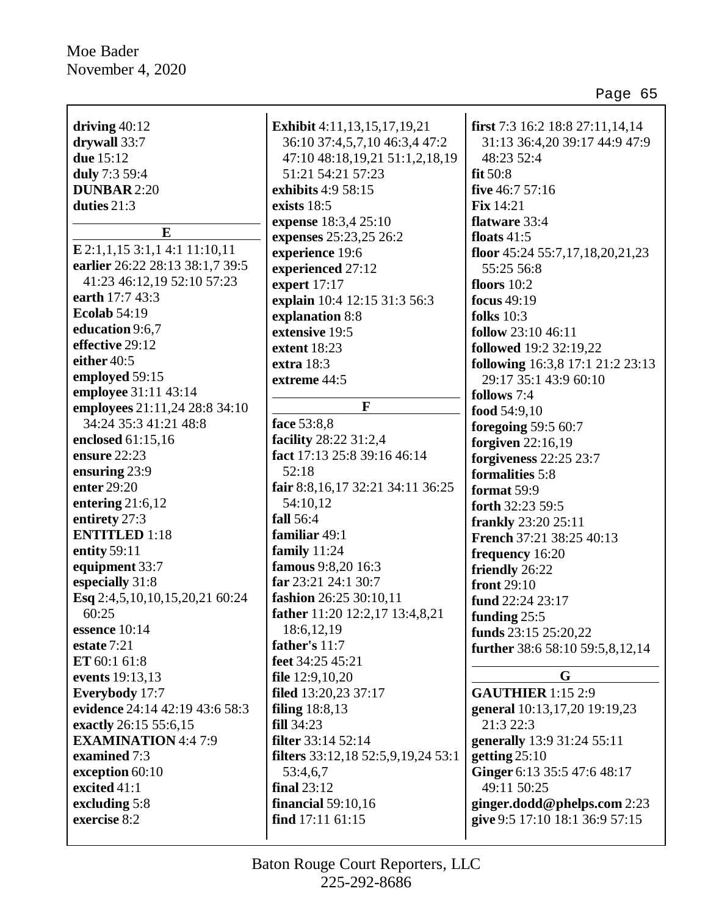**driving** 40:12
**drywall** 33:7
**due** 15:12
**duly** 7:3 59:4
**DUNBAR** 2:20
**duties** 21:3

**E**

**E** 2:1,1,15 3:1,1 4:1 11:10,11
**earlier** 26:22 28:13 38:1,7 39:5 41:23 46:12,19 52:10 57:23
**earth** 17:7 43:3
**Ecolab** 54:19
**education** 9:6,7
**effective** 29:12
**either** 40:5
**employed** 59:15
**employee** 31:11 43:14
**employees** 21:11,24 28:8 34:10 34:24 35:3 41:21 48:8
**enclosed** 61:15,16
**ensure** 22:23
**ensuring** 23:9
**enter** 29:20
**entering** 21:6,12
**entirety** 27:3
**ENTITLED** 1:18
**entity** 59:11
**equipment** 33:7
**especially** 31:8
**Esq** 2:4,5,10,10,15,20,21 60:24 60:25
**essence** 10:14
**estate** 7:21
**ET** 60:1 61:8
**events** 19:13,13
**Everybody** 17:7
**evidence** 24:14 42:19 43:6 58:3
**exactly** 26:15 55:6,15
**EXAMINATION** 4:4 7:9
**examined** 7:3
**exception** 60:10
**excited** 41:1
**excluding** 5:8
**exercise** 8:2
**Exhibit** 4:11,13,15,17,19,21 36:10 37:4,5,7,10 46:3,4 47:2 47:10 48:18,19,21 51:1,2,18,19 51:21 54:21 57:23
**exhibits** 4:9 58:15
**exists** 18:5
**expense** 18:3,4 25:10
**expenses** 25:23,25 26:2
**experience** 19:6
**experienced** 27:12
**expert** 17:17
**explain** 10:4 12:15 31:3 56:3
**explanation** 8:8
**extensive** 19:5
**extent** 18:23
**extra** 18:3
**extreme** 44:5

**F**

**face** 53:8,8
**facility** 28:22 31:2,4
**fact** 17:13 25:8 39:16 46:14 52:18
**fair** 8:8,16,17 32:21 34:11 36:25 54:10,12
**fall** 56:4
**familiar** 49:1
**family** 11:24
**famous** 9:8,20 16:3
**far** 23:21 24:1 30:7
**fashion** 26:25 30:10,11
**father** 11:20 12:2,17 13:4,8,21 18:6,12,19
**father's** 11:7
**feet** 34:25 45:21
**file** 12:9,10,20
**filed** 13:20,23 37:17
**filing** 18:8,13
**fill** 34:23
**filter** 33:14 52:14
**filters** 33:12,18 52:5,9,19,24 53:1 53:4,6,7
**final** 23:12
**financial** 59:10,16
**find** 17:11 61:15
**first** 7:3 16:2 18:8 27:11,14,14 31:13 36:4,20 39:17 44:9 47:9 48:23 52:4
**fit** 50:8
**five** 46:7 57:16
**Fix** 14:21
**flatware** 33:4
**floats** 41:5
**floor** 45:24 55:7,17,18,20,21,23 55:25 56:8
**floors** 10:2
**focus** 49:19
**folks** 10:3
**follow** 23:10 46:11
**followed** 19:2 32:19,22
**following** 16:3,8 17:1 21:2 23:13 29:17 35:1 43:9 60:10
**follows** 7:4
**food** 54:9,10
**foregoing** 59:5 60:7
**forgiven** 22:16,19
**forgiveness** 22:25 23:7
**formalities** 5:8
**format** 59:9
**forth** 32:23 59:5
**frankly** 23:20 25:11
**French** 37:21 38:25 40:13
**frequency** 16:20
**friendly** 26:22
**front** 29:10
**fund** 22:24 23:17
**funding** 25:5
**funds** 23:15 25:20,22
**further** 38:6 58:10 59:5,8,12,14

**G**

**GAUTHIER** 1:15 2:9
**general** 10:13,17,20 19:19,23 21:3 22:3
**generally** 13:9 31:24 55:11
**getting** 25:10
**Ginger** 6:13 35:5 47:6 48:17 49:11 50:25
**ginger.dodd@phelps.com** 2:23
**give** 9:5 17:10 18:1 36:9 57:15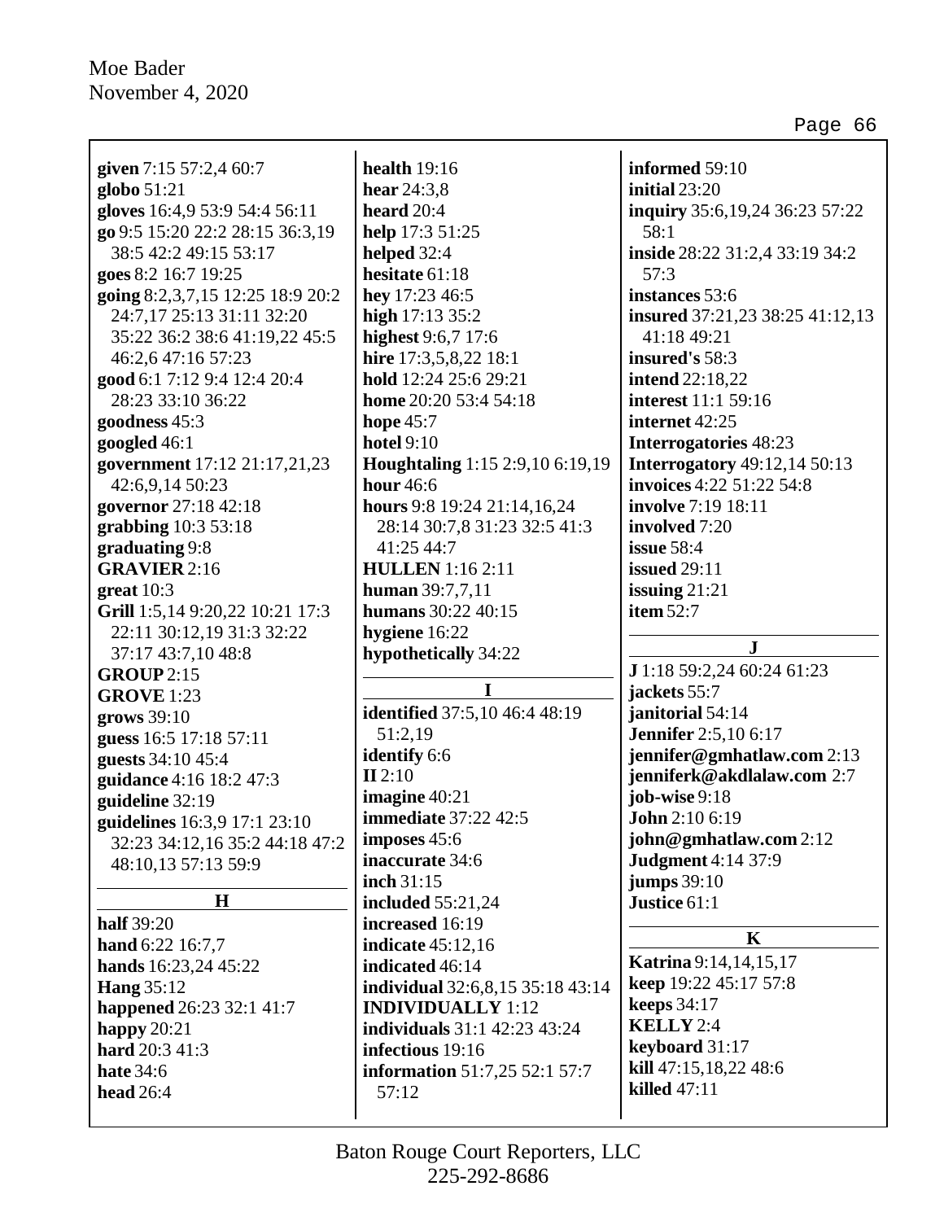**given** 7:15 57:2,4 60:7
**globo** 51:21
**gloves** 16:4,9 53:9 54:4 56:11
**go** 9:5 15:20 22:2 28:15 36:3,19 38:5 42:2 49:15 53:17
**goes** 8:2 16:7 19:25
**going** 8:2,3,7,15 12:25 18:9 20:2 24:7,17 25:13 31:11 32:20 35:22 36:2 38:6 41:19,22 45:5 46:2,6 47:16 57:23
**good** 6:1 7:12 9:4 12:4 20:4 28:23 33:10 36:22
**goodness** 45:3
**googled** 46:1
**government** 17:12 21:17,21,23 42:6,9,14 50:23
**governor** 27:18 42:18
**grabbing** 10:3 53:18
**graduating** 9:8
**GRAVIER** 2:16
**great** 10:3
**Grill** 1:5,14 9:20,22 10:21 17:3 22:11 30:12,19 31:3 32:22 37:17 43:7,10 48:8
**GROUP** 2:15
**GROVE** 1:23
**grows** 39:10
**guess** 16:5 17:18 57:11
**guests** 34:10 45:4
**guidance** 4:16 18:2 47:3
**guideline** 32:19
**guidelines** 16:3,9 17:1 23:10 32:23 34:12,16 35:2 44:18 47:2 48:10,13 57:13 59:9

**H**

**half** 39:20
**hand** 6:22 16:7,7
**hands** 16:23,24 45:22
**Hang** 35:12
**happened** 26:23 32:1 41:7
**happy** 20:21
**hard** 20:3 41:3
**hate** 34:6
**head** 26:4
**health** 19:16
**hear** 24:3,8
**heard** 20:4
**help** 17:3 51:25
**helped** 32:4
**hesitate** 61:18
**hey** 17:23 46:5
**high** 17:13 35:2
**highest** 9:6,7 17:6
**hire** 17:3,5,8,22 18:1
**hold** 12:24 25:6 29:21
**home** 20:20 53:4 54:18
**hope** 45:7
**hotel** 9:10
**Houghtaling** 1:15 2:9,10 6:19,19
**hour** 46:6
**hours** 9:8 19:24 21:14,16,24 28:14 30:7,8 31:23 32:5 41:3 41:25 44:7
**HULLEN** 1:16 2:11
**human** 39:7,7,11
**humans** 30:22 40:15
**hygiene** 16:22
**hypothetically** 34:22

**I**

**identified** 37:5,10 46:4 48:19 51:2,19
**identify** 6:6
**II** 2:10
**imagine** 40:21
**immediate** 37:22 42:5
**imposes** 45:6
**inaccurate** 34:6
**inch** 31:15
**included** 55:21,24
**increased** 16:19
**indicate** 45:12,16
**indicated** 46:14
**individual** 32:6,8,15 35:18 43:14
**INDIVIDUALLY** 1:12
**individuals** 31:1 42:23 43:24
**infectious** 19:16
**information** 51:7,25 52:1 57:7 57:12
**informed** 59:10
**initial** 23:20
**inquiry** 35:6,19,24 36:23 57:22 58:1
**inside** 28:22 31:2,4 33:19 34:2 57:3
**instances** 53:6
**insured** 37:21,23 38:25 41:12,13 41:18 49:21
**insured's** 58:3
**intend** 22:18,22
**interest** 11:1 59:16
**internet** 42:25
**Interrogatories** 48:23
**Interrogatory** 49:12,14 50:13
**invoices** 4:22 51:22 54:8
**involve** 7:19 18:11
**involved** 7:20
**issue** 58:4
**issued** 29:11
**issuing** 21:21
**item** 52:7

**J**

**J** 1:18 59:2,24 60:24 61:23
**jackets** 55:7
**janitorial** 54:14
**Jennifer** 2:5,10 6:17
**jennifer@gmhatlaw.com** 2:13
**jenniferk@akdlalaw.com** 2:7
**job-wise** 9:18
**John** 2:10 6:19
**john@gmhatlaw.com** 2:12
**Judgment** 4:14 37:9
**jumps** 39:10
**Justice** 61:1

**K**

**Katrina** 9:14,14,15,17
**keep** 19:22 45:17 57:8
**keeps** 34:17
**KELLY** 2:4
**keyboard** 31:17
**kill** 47:15,18,22 48:6
**killed** 47:11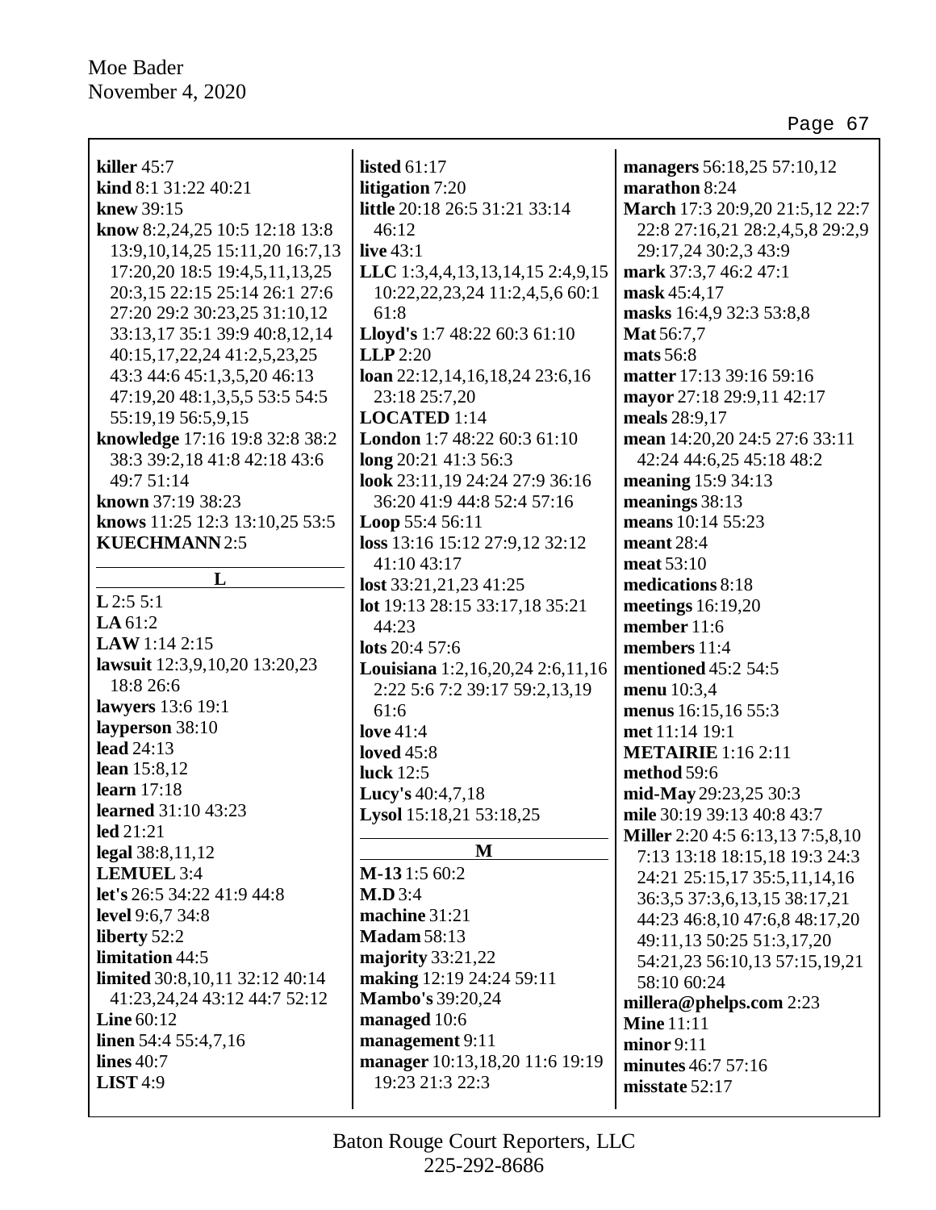**killer** 45:7
**kind** 8:1 31:22 40:21
**knew** 39:15
**know** 8:2,24,25 10:5 12:18 13:8 13:9,10,14,25 15:11,20 16:7,13 17:20,20 18:5 19:4,5,11,13,25 20:3,15 22:15 25:14 26:1 27:6 27:20 29:2 30:23,25 31:10,12 33:13,17 35:1 39:9 40:8,12,14 40:15,17,22,24 41:2,5,23,25 43:3 44:6 45:1,3,5,20 46:13 47:19,20 48:1,3,5,5 53:5 54:5 55:19,19 56:5,9,15
**knowledge** 17:16 19:8 32:8 38:2 38:3 39:2,18 41:8 42:18 43:6 49:7 51:14
**known** 37:19 38:23
**knows** 11:25 12:3 13:10,25 53:5
**KUECHMANN** 2:5

## L

**L** 2:5 5:1
**LA** 61:2
**LAW** 1:14 2:15
**lawsuit** 12:3,9,10,20 13:20,23 18:8 26:6
**lawyers** 13:6 19:1
**layperson** 38:10
**lead** 24:13
**lean** 15:8,12
**learn** 17:18
**learned** 31:10 43:23
**led** 21:21
**legal** 38:8,11,12
**LEMUEL** 3:4
**let's** 26:5 34:22 41:9 44:8
**level** 9:6,7 34:8
**liberty** 52:2
**limitation** 44:5
**limited** 30:8,10,11 32:12 40:14 41:23,24,24 43:12 44:7 52:12
**Line** 60:12
**linen** 54:4 55:4,7,16
**lines** 40:7
**LIST** 4:9
**listed** 61:17
**litigation** 7:20
**little** 20:18 26:5 31:21 33:14 46:12
**live** 43:1
**LLC** 1:3,4,4,13,13,14,15 2:4,9,15 10:22,22,23,24 11:2,4,5,6 60:1 61:8
**Lloyd's** 1:7 48:22 60:3 61:10
**LLP** 2:20
**loan** 22:12,14,16,18,24 23:6,16 23:18 25:7,20
**LOCATED** 1:14
**London** 1:7 48:22 60:3 61:10
**long** 20:21 41:3 56:3
**look** 23:11,19 24:24 27:9 36:16 36:20 41:9 44:8 52:4 57:16
**Loop** 55:4 56:11
**loss** 13:16 15:12 27:9,12 32:12 41:10 43:17
**lost** 33:21,21,23 41:25
**lot** 19:13 28:15 33:17,18 35:21 44:23
**lots** 20:4 57:6
**Louisiana** 1:2,16,20,24 2:6,11,16 2:22 5:6 7:2 39:17 59:2,13,19 61:6
**love** 41:4
**loved** 45:8
**luck** 12:5
**Lucy's** 40:4,7,18
**Lysol** 15:18,21 53:18,25

## M

**M-13** 1:5 60:2
**M.D** 3:4
**machine** 31:21
**Madam** 58:13
**majority** 33:21,22
**making** 12:19 24:24 59:11
**Mambo's** 39:20,24
**managed** 10:6
**management** 9:11
**manager** 10:13,18,20 11:6 19:19 19:23 21:3 22:3
**managers** 56:18,25 57:10,12
**marathon** 8:24
**March** 17:3 20:9,20 21:5,12 22:7 22:8 27:16,21 28:2,4,5,8 29:2,9 29:17,24 30:2,3 43:9
**mark** 37:3,7 46:2 47:1
**mask** 45:4,17
**masks** 16:4,9 32:3 53:8,8
**Mat** 56:7,7
**mats** 56:8
**matter** 17:13 39:16 59:16
**mayor** 27:18 29:9,11 42:17
**meals** 28:9,17
**mean** 14:20,20 24:5 27:6 33:11 42:24 44:6,25 45:18 48:2
**meaning** 15:9 34:13
**meanings** 38:13
**means** 10:14 55:23
**meant** 28:4
**meat** 53:10
**medications** 8:18
**meetings** 16:19,20
**member** 11:6
**members** 11:4
**mentioned** 45:2 54:5
**menu** 10:3,4
**menus** 16:15,16 55:3
**met** 11:14 19:1
**METAIRIE** 1:16 2:11
**method** 59:6
**mid-May** 29:23,25 30:3
**mile** 30:19 39:13 40:8 43:7
**Miller** 2:20 4:5 6:13,13 7:5,8,10 7:13 13:18 18:15,18 19:3 24:3 24:21 25:15,17 35:5,11,14,16 36:3,5 37:3,6,13,15 38:17,21 44:23 46:8,10 47:6,8 48:17,20 49:11,13 50:25 51:3,17,20 54:21,23 56:10,13 57:15,19,21 58:10 60:24
**millera@phelps.com** 2:23
**Mine** 11:11
**minor** 9:11
**minutes** 46:7 57:16
**misstate** 52:17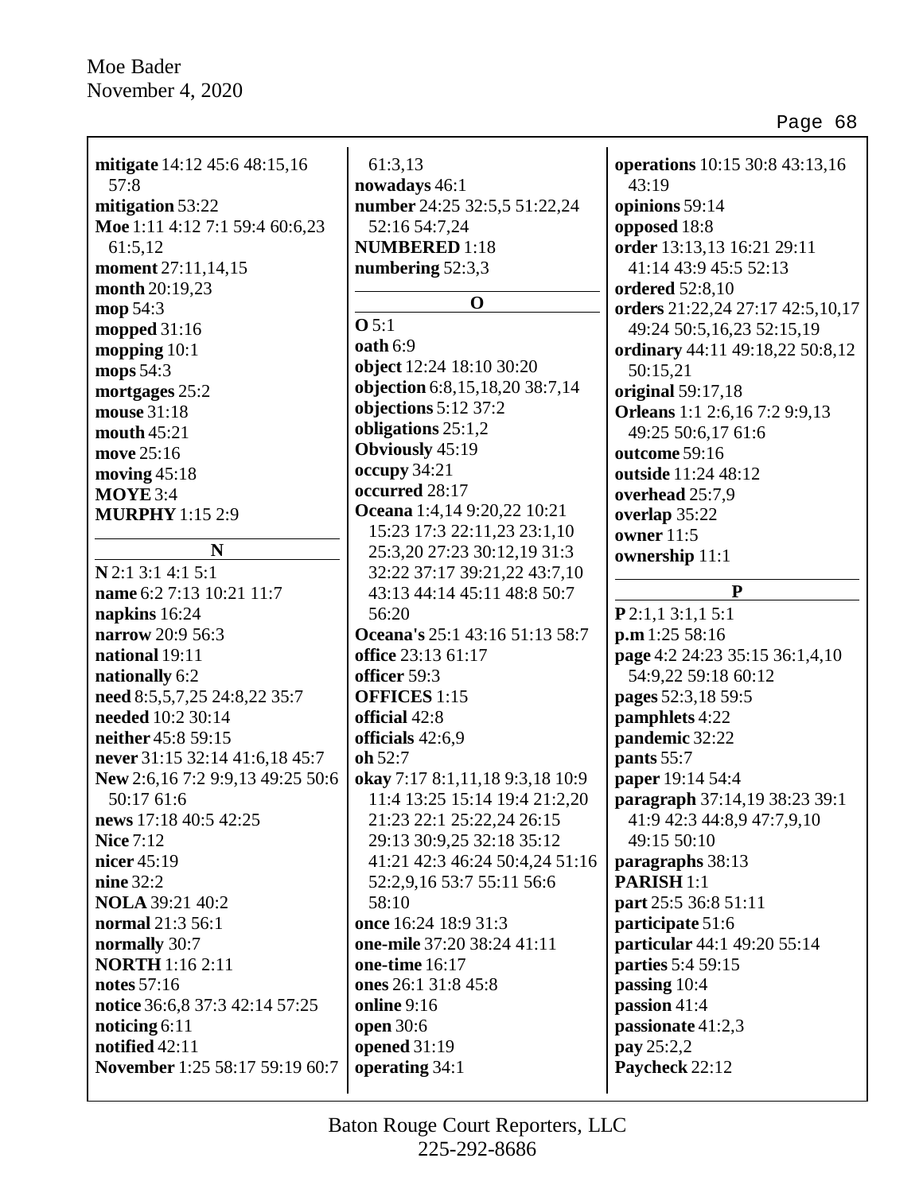**mitigate** 14:12 45:6 48:15,16 57:8
**mitigation** 53:22
**Moe** 1:11 4:12 7:1 59:4 60:6,23 61:5,12
**moment** 27:11,14,15
**month** 20:19,23
**mop** 54:3
**mopped** 31:16
**mopping** 10:1
**mops** 54:3
**mortgages** 25:2
**mouse** 31:18
**mouth** 45:21
**move** 25:16
**moving** 45:18
**MOYE** 3:4
**MURPHY** 1:15 2:9

**N**

**N** 2:1 3:1 4:1 5:1
**name** 6:2 7:13 10:21 11:7
**napkins** 16:24
**narrow** 20:9 56:3
**national** 19:11
**nationally** 6:2
**need** 8:5,5,7,25 24:8,22 35:7
**needed** 10:2 30:14
**neither** 45:8 59:15
**never** 31:15 32:14 41:6,18 45:7
**New** 2:6,16 7:2 9:9,13 49:25 50:6 50:17 61:6
**news** 17:18 40:5 42:25
**Nice** 7:12
**nicer** 45:19
**nine** 32:2
**NOLA** 39:21 40:2
**normal** 21:3 56:1
**normally** 30:7
**NORTH** 1:16 2:11
**notes** 57:16
**notice** 36:6,8 37:3 42:14 57:25
**noticing** 6:11
**notified** 42:11
**November** 1:25 58:17 59:19 60:7 61:3,13
**nowadays** 46:1
**number** 24:25 32:5,5 51:22,24 52:16 54:7,24
**NUMBERED** 1:18
**numbering** 52:3,3

**O**

**O** 5:1
**oath** 6:9
**object** 12:24 18:10 30:20
**objection** 6:8,15,18,20 38:7,14
**objections** 5:12 37:2
**obligations** 25:1,2
**Obviously** 45:19
**occupy** 34:21
**occurred** 28:17
**Oceana** 1:4,14 9:20,22 10:21 15:23 17:3 22:11,23 23:1,10 25:3,20 27:23 30:12,19 31:3 32:22 37:17 39:21,22 43:7,10 43:13 44:14 45:11 48:8 50:7 56:20
**Oceana's** 25:1 43:16 51:13 58:7
**office** 23:13 61:17
**officer** 59:3
**OFFICES** 1:15
**official** 42:8
**officials** 42:6,9
**oh** 52:7
**okay** 7:17 8:1,11,18 9:3,18 10:9 11:4 13:25 15:14 19:4 21:2,20 21:23 22:1 25:22,24 26:15 29:13 30:9,25 32:18 35:12 41:21 42:3 46:24 50:4,24 51:16 52:2,9,16 53:7 55:11 56:6 58:10
**once** 16:24 18:9 31:3
**one-mile** 37:20 38:24 41:11
**one-time** 16:17
**ones** 26:1 31:8 45:8
**online** 9:16
**open** 30:6
**opened** 31:19
**operating** 34:1
**operations** 10:15 30:8 43:13,16 43:19
**opinions** 59:14
**opposed** 18:8
**order** 13:13,13 16:21 29:11 41:14 43:9 45:5 52:13
**ordered** 52:8,10
**orders** 21:22,24 27:17 42:5,10,17 49:24 50:5,16,23 52:15,19
**ordinary** 44:11 49:18,22 50:8,12 50:15,21
**original** 59:17,18
**Orleans** 1:1 2:6,16 7:2 9:9,13 49:25 50:6,17 61:6
**outcome** 59:16
**outside** 11:24 48:12
**overhead** 25:7,9
**overlap** 35:22
**owner** 11:5
**ownership** 11:1

**P**

**P** 2:1,1 3:1,1 5:1
**p.m** 1:25 58:16
**page** 4:2 24:23 35:15 36:1,4,10 54:9,22 59:18 60:12
**pages** 52:3,18 59:5
**pamphlets** 4:22
**pandemic** 32:22
**pants** 55:7
**paper** 19:14 54:4
**paragraph** 37:14,19 38:23 39:1 41:9 42:3 44:8,9 47:7,9,10 49:15 50:10
**paragraphs** 38:13
**PARISH** 1:1
**part** 25:5 36:8 51:11
**participate** 51:6
**particular** 44:1 49:20 55:14
**parties** 5:4 59:15
**passing** 10:4
**passion** 41:4
**passionate** 41:2,3
**pay** 25:2,2
**Paycheck** 22:12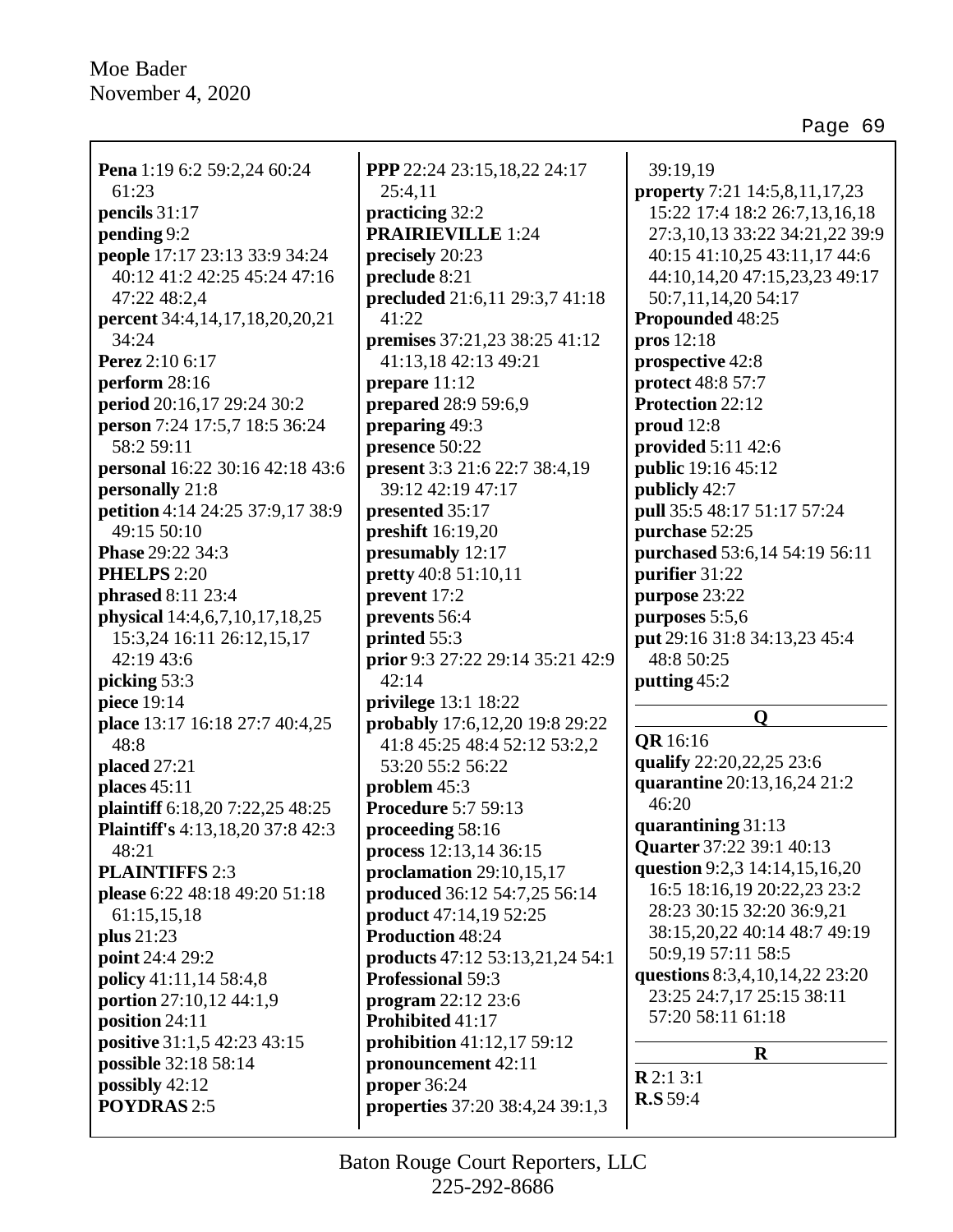**Pena** 1:19 6:2 59:2,24 60:24 61:23
**pencils** 31:17
**pending** 9:2
**people** 17:17 23:13 33:9 34:24 40:12 41:2 42:25 45:24 47:16 47:22 48:2,4
**percent** 34:4,14,17,18,20,20,21 34:24
**Perez** 2:10 6:17
**perform** 28:16
**period** 20:16,17 29:24 30:2
**person** 7:24 17:5,7 18:5 36:24 58:2 59:11
**personal** 16:22 30:16 42:18 43:6
**personally** 21:8
**petition** 4:14 24:25 37:9,17 38:9 49:15 50:10
**Phase** 29:22 34:3
**PHELPS** 2:20
**phrased** 8:11 23:4
**physical** 14:4,6,7,10,17,18,25 15:3,24 16:11 26:12,15,17 42:19 43:6
**picking** 53:3
**piece** 19:14
**place** 13:17 16:18 27:7 40:4,25 48:8
**placed** 27:21
**places** 45:11
**plaintiff** 6:18,20 7:22,25 48:25
**Plaintiff's** 4:13,18,20 37:8 42:3 48:21
**PLAINTIFFS** 2:3
**please** 6:22 48:18 49:20 51:18 61:15,15,18
**plus** 21:23
**point** 24:4 29:2
**policy** 41:11,14 58:4,8
**portion** 27:10,12 44:1,9
**position** 24:11
**positive** 31:1,5 42:23 43:15
**possible** 32:18 58:14
**possibly** 42:12
**POYDRAS** 2:5
**PPP** 22:24 23:15,18,22 24:17 25:4,11
**practicing** 32:2
**PRAIRIEVILLE** 1:24
**precisely** 20:23
**preclude** 8:21
**precluded** 21:6,11 29:3,7 41:18 41:22
**premises** 37:21,23 38:25 41:12 41:13,18 42:13 49:21
**prepare** 11:12
**prepared** 28:9 59:6,9
**preparing** 49:3
**presence** 50:22
**present** 3:3 21:6 22:7 38:4,19 39:12 42:19 47:17
**presented** 35:17
**preshift** 16:19,20
**presumably** 12:17
**pretty** 40:8 51:10,11
**prevent** 17:2
**prevents** 56:4
**printed** 55:3
**prior** 9:3 27:22 29:14 35:21 42:9 42:14
**privilege** 13:1 18:22
**probably** 17:6,12,20 19:8 29:22 41:8 45:25 48:4 52:12 53:2,2 53:20 55:2 56:22
**problem** 45:3
**Procedure** 5:7 59:13
**proceeding** 58:16
**process** 12:13,14 36:15
**proclamation** 29:10,15,17
**produced** 36:12 54:7,25 56:14
**product** 47:14,19 52:25
**Production** 48:24
**products** 47:12 53:13,21,24 54:1
**Professional** 59:3
**program** 22:12 23:6
**Prohibited** 41:17
**prohibition** 41:12,17 59:12
**pronouncement** 42:11
**proper** 36:24
**properties** 37:20 38:4,24 39:1,3 39:19,19
**property** 7:21 14:5,8,11,17,23 15:22 17:4 18:2 26:7,13,16,18 27:3,10,13 33:22 34:21,22 39:9 40:15 41:10,25 43:11,17 44:6 44:10,14,20 47:15,23,23 49:17 50:7,11,14,20 54:17
**Propounded** 48:25
**pros** 12:18
**prospective** 42:8
**protect** 48:8 57:7
**Protection** 22:12
**proud** 12:8
**provided** 5:11 42:6
**public** 19:16 45:12
**publicly** 42:7
**pull** 35:5 48:17 51:17 57:24
**purchase** 52:25
**purchased** 53:6,14 54:19 56:11
**purifier** 31:22
**purpose** 23:22
**purposes** 5:5,6
**put** 29:16 31:8 34:13,23 45:4 48:8 50:25
**putting** 45:2

## Q

**QR** 16:16
**qualify** 22:20,22,25 23:6
**quarantine** 20:13,16,24 21:2 46:20
**quarantining** 31:13
**Quarter** 37:22 39:1 40:13
**question** 9:2,3 14:14,15,16,20 16:5 18:16,19 20:22,23 23:2 28:23 30:15 32:20 36:9,21 38:15,20,22 40:14 48:7 49:19 50:9,19 57:11 58:5
**questions** 8:3,4,10,14,22 23:20 23:25 24:7,17 25:15 38:11 57:20 58:11 61:18

## R

**R** 2:1 3:1
**R.S** 59:4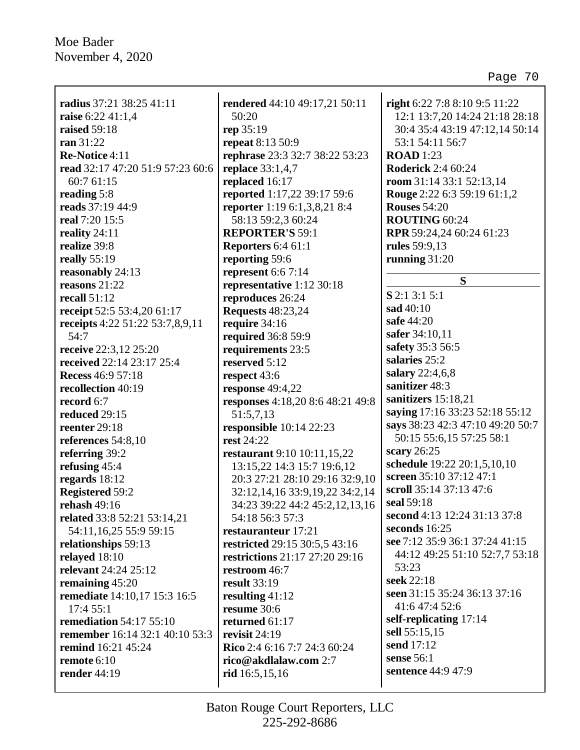**radius** 37:21 38:25 41:11
**raise** 6:22 41:1,4
**raised** 59:18
**ran** 31:22
**Re-Notice** 4:11
**read** 32:17 47:20 51:9 57:23 60:6 60:7 61:15
**reading** 5:8
**reads** 37:19 44:9
**real** 7:20 15:5
**reality** 24:11
**realize** 39:8
**really** 55:19
**reasonably** 24:13
**reasons** 21:22
**recall** 51:12
**receipt** 52:5 53:4,20 61:17
**receipts** 4:22 51:22 53:7,8,9,11 54:7
**receive** 22:3,12 25:20
**received** 22:14 23:17 25:4
**Recess** 46:9 57:18
**recollection** 40:19
**record** 6:7
**reduced** 29:15
**reenter** 29:18
**references** 54:8,10
**referring** 39:2
**refusing** 45:4
**regards** 18:12
**Registered** 59:2
**rehash** 49:16
**related** 33:8 52:21 53:14,21 54:11,16,25 55:9 59:15
**relationships** 59:13
**relayed** 18:10
**relevant** 24:24 25:12
**remaining** 45:20
**remediate** 14:10,17 15:3 16:5 17:4 55:1
**remediation** 54:17 55:10
**remember** 16:14 32:1 40:10 53:3
**remind** 16:21 45:24
**remote** 6:10
**render** 44:19
**rendered** 44:10 49:17,21 50:11 50:20
**rep** 35:19
**repeat** 8:13 50:9
**rephrase** 23:3 32:7 38:22 53:23
**replace** 33:1,4,7
**replaced** 16:17
**reported** 1:17,22 39:17 59:6
**reporter** 1:19 6:1,3,8,21 8:4 58:13 59:2,3 60:24
**REPORTER'S** 59:1
**Reporters** 6:4 61:1
**reporting** 59:6
**represent** 6:6 7:14
**representative** 1:12 30:18
**reproduces** 26:24
**Requests** 48:23,24
**require** 34:16
**required** 36:8 59:9
**requirements** 23:5
**reserved** 5:12
**respect** 43:6
**response** 49:4,22
**responses** 4:18,20 8:6 48:21 49:8 51:5,7,13
**responsible** 10:14 22:23
**rest** 24:22
**restaurant** 9:10 10:11,15,22 13:15,22 14:3 15:7 19:6,12 20:3 27:21 28:10 29:16 32:9,10 32:12,14,16 33:9,19,22 34:2,14 34:23 39:22 44:2 45:2,12,13,16 54:18 56:3 57:3
**restauranteur** 17:21
**restricted** 29:15 30:5,5 43:16
**restrictions** 21:17 27:20 29:16
**restroom** 46:7
**result** 33:19
**resulting** 41:12
**resume** 30:6
**returned** 61:17
**revisit** 24:19
**Rico** 2:4 6:16 7:7 24:3 60:24
**rico@akdlalaw.com** 2:7
**rid** 16:5,15,16
**right** 6:22 7:8 8:10 9:5 11:22 12:1 13:7,20 14:24 21:18 28:18 30:4 35:4 43:19 47:12,14 50:14 53:1 54:11 56:7
**ROAD** 1:23
**Roderick** 2:4 60:24
**room** 31:14 33:1 52:13,14
**Rouge** 2:22 6:3 59:19 61:1,2
**Rouses** 54:20
**ROUTING** 60:24
**RPR** 59:24,24 60:24 61:23
**rules** 59:9,13
**running** 31:20

## S

**S** 2:1 3:1 5:1
**sad** 40:10
**safe** 44:20
**safer** 34:10,11
**safety** 35:3 56:5
**salaries** 25:2
**salary** 22:4,6,8
**sanitizer** 48:3
**sanitizers** 15:18,21
**saying** 17:16 33:23 52:18 55:12
**says** 38:23 42:3 47:10 49:20 50:7 50:15 55:6,15 57:25 58:1
**scary** 26:25
**schedule** 19:22 20:1,5,10,10
**screen** 35:10 37:12 47:1
**scroll** 35:14 37:13 47:6
**seal** 59:18
**second** 4:13 12:24 31:13 37:8
**seconds** 16:25
**see** 7:12 35:9 36:1 37:24 41:15 44:12 49:25 51:10 52:7,7 53:18 53:23
**seek** 22:18
**seen** 31:15 35:24 36:13 37:16 41:6 47:4 52:6
**self-replicating** 17:14
**sell** 55:15,15
**send** 17:12
**sense** 56:1
**sentence** 44:9 47:9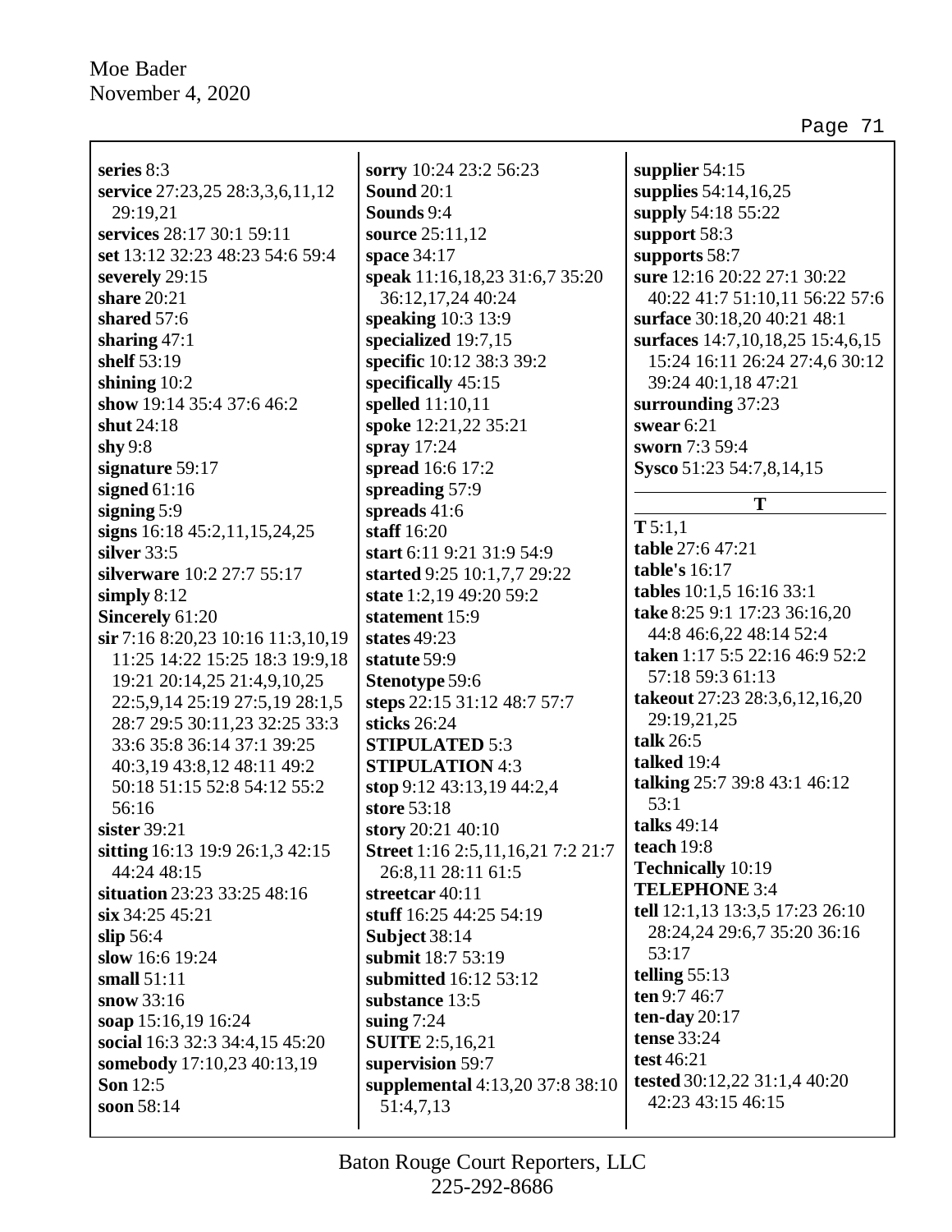**series** 8:3
**service** 27:23,25 28:3,3,6,11,12 29:19,21
**services** 28:17 30:1 59:11
**set** 13:12 32:23 48:23 54:6 59:4
**severely** 29:15
**share** 20:21
**shared** 57:6
**sharing** 47:1
**shelf** 53:19
**shining** 10:2
**show** 19:14 35:4 37:6 46:2
**shut** 24:18
**shy** 9:8
**signature** 59:17
**signed** 61:16
**signing** 5:9
**signs** 16:18 45:2,11,15,24,25
**silver** 33:5
**silverware** 10:2 27:7 55:17
**simply** 8:12
**Sincerely** 61:20
**sir** 7:16 8:20,23 10:16 11:3,10,19 11:25 14:22 15:25 18:3 19:9,18 19:21 20:14,25 21:4,9,10,25 22:5,9,14 25:19 27:5,19 28:1,5 28:7 29:5 30:11,23 32:25 33:3 33:6 35:8 36:14 37:1 39:25 40:3,19 43:8,12 48:11 49:2 50:18 51:15 52:8 54:12 55:2 56:16
**sister** 39:21
**sitting** 16:13 19:9 26:1,3 42:15 44:24 48:15
**situation** 23:23 33:25 48:16
**six** 34:25 45:21
**slip** 56:4
**slow** 16:6 19:24
**small** 51:11
**snow** 33:16
**soap** 15:16,19 16:24
**social** 16:3 32:3 34:4,15 45:20
**somebody** 17:10,23 40:13,19
**Son** 12:5
**soon** 58:14
**sorry** 10:24 23:2 56:23
**Sound** 20:1
**Sounds** 9:4
**source** 25:11,12
**space** 34:17
**speak** 11:16,18,23 31:6,7 35:20 36:12,17,24 40:24
**speaking** 10:3 13:9
**specialized** 19:7,15
**specific** 10:12 38:3 39:2
**specifically** 45:15
**spelled** 11:10,11
**spoke** 12:21,22 35:21
**spray** 17:24
**spread** 16:6 17:2
**spreading** 57:9
**spreads** 41:6
**staff** 16:20
**start** 6:11 9:21 31:9 54:9
**started** 9:25 10:1,7,7 29:22
**state** 1:2,19 49:20 59:2
**statement** 15:9
**states** 49:23
**statute** 59:9
**Stenotype** 59:6
**steps** 22:15 31:12 48:7 57:7
**sticks** 26:24
**STIPULATED** 5:3
**STIPULATION** 4:3
**stop** 9:12 43:13,19 44:2,4
**store** 53:18
**story** 20:21 40:10
**Street** 1:16 2:5,11,16,21 7:2 21:7 26:8,11 28:11 61:5
**streetcar** 40:11
**stuff** 16:25 44:25 54:19
**Subject** 38:14
**submit** 18:7 53:19
**submitted** 16:12 53:12
**substance** 13:5
**suing** 7:24
**SUITE** 2:5,16,21
**supervision** 59:7
**supplemental** 4:13,20 37:8 38:10 51:4,7,13
**supplier** 54:15
**supplies** 54:14,16,25
**supply** 54:18 55:22
**support** 58:3
**supports** 58:7
**sure** 12:16 20:22 27:1 30:22 40:22 41:7 51:10,11 56:22 57:6
**surface** 30:18,20 40:21 48:1
**surfaces** 14:7,10,18,25 15:4,6,15 15:24 16:11 26:24 27:4,6 30:12 39:24 40:1,18 47:21
**surrounding** 37:23
**swear** 6:21
**sworn** 7:3 59:4
**Sysco** 51:23 54:7,8,14,15

## T

**T** 5:1,1
**table** 27:6 47:21
**table's** 16:17
**tables** 10:1,5 16:16 33:1
**take** 8:25 9:1 17:23 36:16,20 44:8 46:6,22 48:14 52:4
**taken** 1:17 5:5 22:16 46:9 52:2 57:18 59:3 61:13
**takeout** 27:23 28:3,6,12,16,20 29:19,21,25
**talk** 26:5
**talked** 19:4
**talking** 25:7 39:8 43:1 46:12 53:1
**talks** 49:14
**teach** 19:8
**Technically** 10:19
**TELEPHONE** 3:4
**tell** 12:1,13 13:3,5 17:23 26:10 28:24,24 29:6,7 35:20 36:16 53:17
**telling** 55:13
**ten** 9:7 46:7
**ten-day** 20:17
**tense** 33:24
**test** 46:21
**tested** 30:12,22 31:1,4 40:20 42:23 43:15 46:15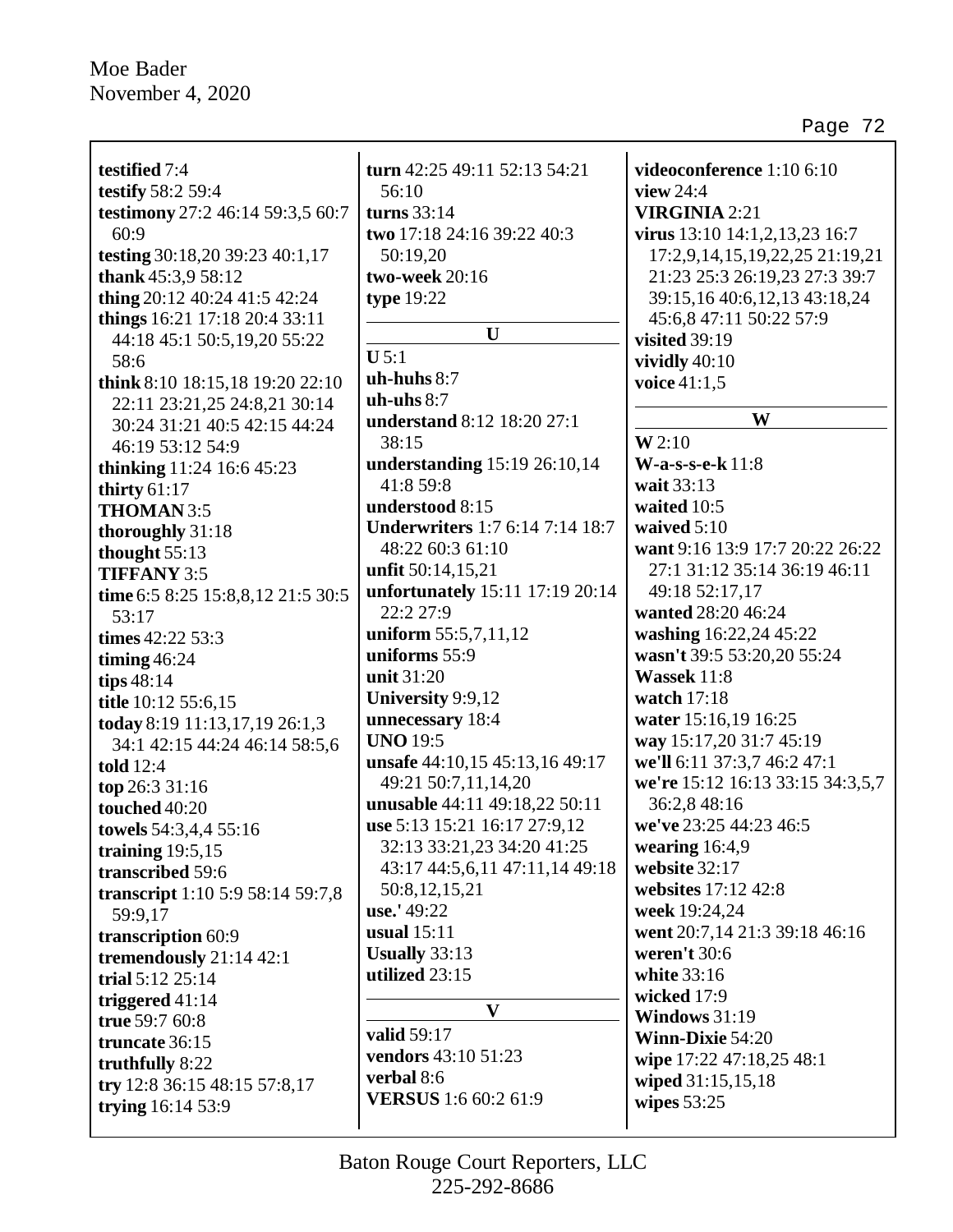**testified** 7:4
**testify** 58:2 59:4
**testimony** 27:2 46:14 59:3,5 60:7 60:9
**testing** 30:18,20 39:23 40:1,17
**thank** 45:3,9 58:12
**thing** 20:12 40:24 41:5 42:24
**things** 16:21 17:18 20:4 33:11 44:18 45:1 50:5,19,20 55:22 58:6
**think** 8:10 18:15,18 19:20 22:10 22:11 23:21,25 24:8,21 30:14 30:24 31:21 40:5 42:15 44:24 46:19 53:12 54:9
**thinking** 11:24 16:6 45:23
**thirty** 61:17
**THOMAN** 3:5
**thoroughly** 31:18
**thought** 55:13
**TIFFANY** 3:5
**time** 6:5 8:25 15:8,8,12 21:5 30:5 53:17
**times** 42:22 53:3
**timing** 46:24
**tips** 48:14
**title** 10:12 55:6,15
**today** 8:19 11:13,17,19 26:1,3 34:1 42:15 44:24 46:14 58:5,6
**told** 12:4
**top** 26:3 31:16
**touched** 40:20
**towels** 54:3,4,4 55:16
**training** 19:5,15
**transcribed** 59:6
**transcript** 1:10 5:9 58:14 59:7,8 59:9,17
**transcription** 60:9
**tremendously** 21:14 42:1
**trial** 5:12 25:14
**triggered** 41:14
**true** 59:7 60:8
**truncate** 36:15
**truthfully** 8:22
**try** 12:8 36:15 48:15 57:8,17
**trying** 16:14 53:9
**turn** 42:25 49:11 52:13 54:21 56:10
**turns** 33:14
**two** 17:18 24:16 39:22 40:3 50:19,20
**two-week** 20:16
**type** 19:22

**U**

**U** 5:1
**uh-huhs** 8:7
**uh-uhs** 8:7
**understand** 8:12 18:20 27:1 38:15
**understanding** 15:19 26:10,14 41:8 59:8
**understood** 8:15
**Underwriters** 1:7 6:14 7:14 18:7 48:22 60:3 61:10
**unfit** 50:14,15,21
**unfortunately** 15:11 17:19 20:14 22:2 27:9
**uniform** 55:5,7,11,12
**uniforms** 55:9
**unit** 31:20
**University** 9:9,12
**unnecessary** 18:4
**UNO** 19:5
**unsafe** 44:10,15 45:13,16 49:17 49:21 50:7,11,14,20
**unusable** 44:11 49:18,22 50:11
**use** 5:13 15:21 16:17 27:9,12 32:13 33:21,23 34:20 41:25 43:17 44:5,6,11 47:11,14 49:18 50:8,12,15,21
**use.'** 49:22
**usual** 15:11
**Usually** 33:13
**utilized** 23:15

**V**

**valid** 59:17
**vendors** 43:10 51:23
**verbal** 8:6
**VERSUS** 1:6 60:2 61:9
**videoconference** 1:10 6:10
**view** 24:4
**VIRGINIA** 2:21
**virus** 13:10 14:1,2,13,23 16:7 17:2,9,14,15,19,22,25 21:19,21 21:23 25:3 26:19,23 27:3 39:7 39:15,16 40:6,12,13 43:18,24 45:6,8 47:11 50:22 57:9
**visited** 39:19
**vividly** 40:10
**voice** 41:1,5

**W**

**W** 2:10
**W-a-s-s-e-k** 11:8
**wait** 33:13
**waited** 10:5
**waived** 5:10
**want** 9:16 13:9 17:7 20:22 26:22 27:1 31:12 35:14 36:19 46:11 49:18 52:17,17
**wanted** 28:20 46:24
**washing** 16:22,24 45:22
**wasn't** 39:5 53:20,20 55:24
**Wassek** 11:8
**watch** 17:18
**water** 15:16,19 16:25
**way** 15:17,20 31:7 45:19
**we'll** 6:11 37:3,7 46:2 47:1
**we're** 15:12 16:13 33:15 34:3,5,7 36:2,8 48:16
**we've** 23:25 44:23 46:5
**wearing** 16:4,9
**website** 32:17
**websites** 17:12 42:8
**week** 19:24,24
**went** 20:7,14 21:3 39:18 46:16
**weren't** 30:6
**white** 33:16
**wicked** 17:9
**Windows** 31:19
**Winn-Dixie** 54:20
**wipe** 17:22 47:18,25 48:1
**wiped** 31:15,15,18
**wipes** 53:25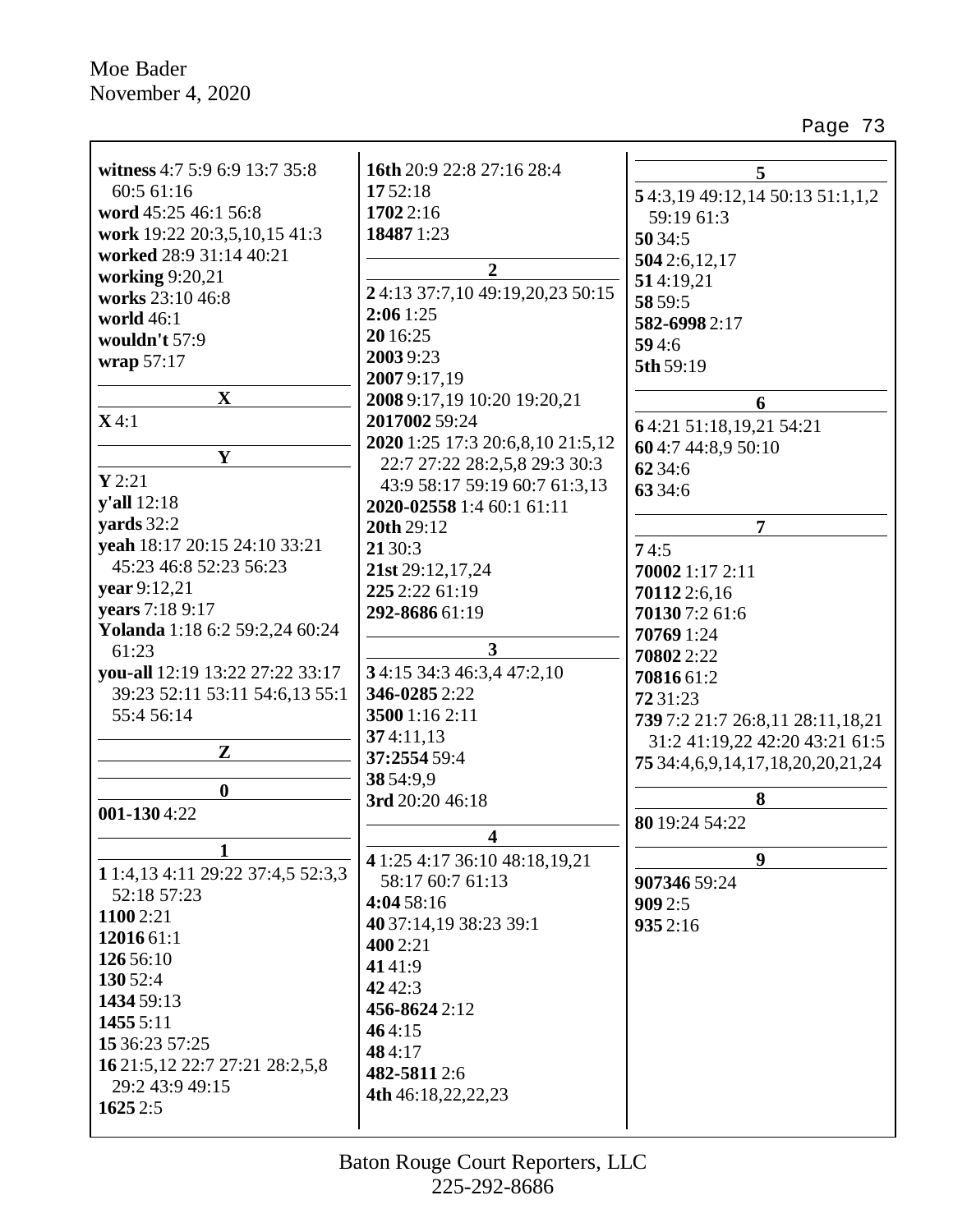**witness** 4:7 5:9 6:9 13:7 35:8 60:5 61:16
**word** 45:25 46:1 56:8
**work** 19:22 20:3,5,10,15 41:3
**worked** 28:9 31:14 40:21
**working** 9:20,21
**works** 23:10 46:8
**world** 46:1
**wouldn't** 57:9
**wrap** 57:17

**X**

**X** 4:1

**Y**

**Y** 2:21
**y'all** 12:18
**yards** 32:2
**yeah** 18:17 20:15 24:10 33:21 45:23 46:8 52:23 56:23
**year** 9:12,21
**years** 7:18 9:17
**Yolanda** 1:18 6:2 59:2,24 60:24 61:23
**you-all** 12:19 13:22 27:22 33:17 39:23 52:11 53:11 54:6,13 55:1 55:4 56:14

**Z**

**0**

**001-130** 4:22

**1**

**1** 1:4,13 4:11 29:22 37:4,5 52:3,3 52:18 57:23
**1100** 2:21
**12016** 61:1
**126** 56:10
**130** 52:4
**1434** 59:13
**1455** 5:11
**15** 36:23 57:25
**16** 21:5,12 22:7 27:21 28:2,5,8 29:2 43:9 49:15
**1625** 2:5
**16th** 20:9 22:8 27:16 28:4
**17** 52:18
**1702** 2:16
**18487** 1:23

**2**

**2** 4:13 37:7,10 49:19,20,23 50:15
**2:06** 1:25
**20** 16:25
**2003** 9:23
**2007** 9:17,19
**2008** 9:17,19 10:20 19:20,21
**2017002** 59:24
**2020** 1:25 17:3 20:6,8,10 21:5,12 22:7 27:22 28:2,5,8 29:3 30:3 43:9 58:17 59:19 60:7 61:3,13
**2020-02558** 1:4 60:1 61:11
**20th** 29:12
**21** 30:3
**21st** 29:12,17,24
**225** 2:22 61:19
**292-8686** 61:19

**3**

**3** 4:15 34:3 46:3,4 47:2,10
**346-0285** 2:22
**3500** 1:16 2:11
**37** 4:11,13
**37:2554** 59:4
**38** 54:9,9
**3rd** 20:20 46:18

**4**

**4** 1:25 4:17 36:10 48:18,19,21 58:17 60:7 61:13
**4:04** 58:16
**40** 37:14,19 38:23 39:1
**400** 2:21
**41** 41:9
**42** 42:3
**456-8624** 2:12
**46** 4:15
**48** 4:17
**482-5811** 2:6
**4th** 46:18,22,22,23

**5**

**5** 4:3,19 49:12,14 50:13 51:1,1,2 59:19 61:3
**50** 34:5
**504** 2:6,12,17
**51** 4:19,21
**58** 59:5
**582-6998** 2:17
**59** 4:6
**5th** 59:19

**6**

**6** 4:21 51:18,19,21 54:21
**60** 4:7 44:8,9 50:10
**62** 34:6
**63** 34:6

**7**

**7** 4:5
**70002** 1:17 2:11
**70112** 2:6,16
**70130** 7:2 61:6
**70769** 1:24
**70802** 2:22
**70816** 61:2
**72** 31:23
**739** 7:2 21:7 26:8,11 28:11,18,21 31:2 41:19,22 42:20 43:21 61:5
**75** 34:4,6,9,14,17,18,20,20,21,24

**8**

**80** 19:24 54:22

**9**

**907346** 59:24
**909** 2:5
**935** 2:16